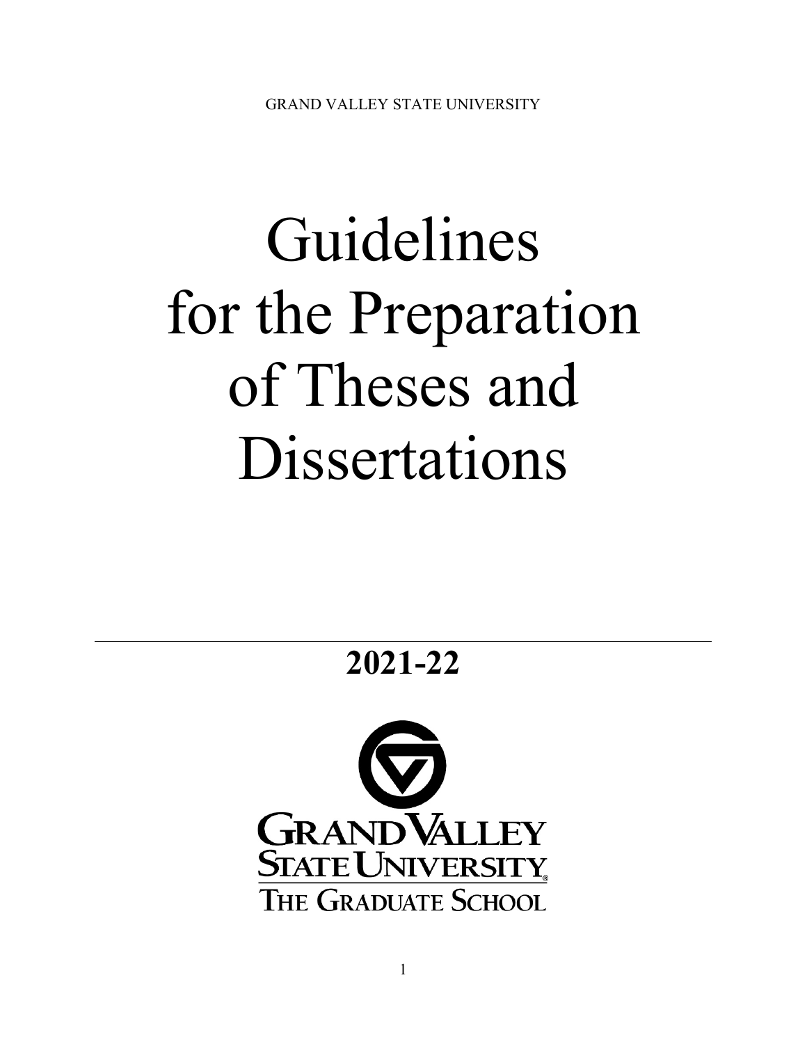GRAND VALLEY STATE UNIVERSITY

# Guidelines for the Preparation of Theses and Dissertations

---

## 2021-22

GRAND VALLEY STATE UNIVERSITY

THE GRADUATE SCHOOL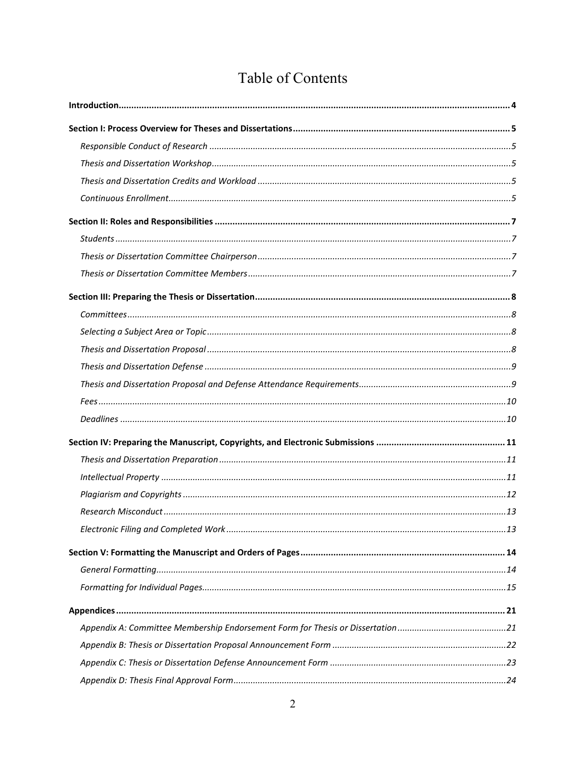# Table of Contents

**Introduction** .......... 4

**Section I: Process Overview for Theses and Dissertations** .......... 5

*Responsible Conduct of Research* .......... 5

*Thesis and Dissertation Workshop* .......... 5

*Thesis and Dissertation Credits and Workload* .......... 5

*Continuous Enrollment* .......... 5

**Section II: Roles and Responsibilities** .......... 7

*Students* .......... 7

*Thesis or Dissertation Committee Chairperson* .......... 7

*Thesis or Dissertation Committee Members* .......... 7

**Section III: Preparing the Thesis or Dissertation** .......... 8

*Committees* .......... 8

*Selecting a Subject Area or Topic* .......... 8

*Thesis and Dissertation Proposal* .......... 8

*Thesis and Dissertation Defense* .......... 9

*Thesis and Dissertation Proposal and Defense Attendance Requirements* .......... 9

*Fees* .......... 10

*Deadlines* .......... 10

**Section IV: Preparing the Manuscript, Copyrights, and Electronic Submissions** .......... 11

*Thesis and Dissertation Preparation* .......... 11

*Intellectual Property* .......... 11

*Plagiarism and Copyrights* .......... 12

*Research Misconduct* .......... 13

*Electronic Filing and Completed Work* .......... 13

**Section V: Formatting the Manuscript and Orders of Pages** .......... 14

*General Formatting* .......... 14

*Formatting for Individual Pages* .......... 15

**Appendices** .......... 21

*Appendix A: Committee Membership Endorsement Form for Thesis or Dissertation* .......... 21

*Appendix B: Thesis or Dissertation Proposal Announcement Form* .......... 22

*Appendix C: Thesis or Dissertation Defense Announcement Form* .......... 23

*Appendix D: Thesis Final Approval Form* .......... 24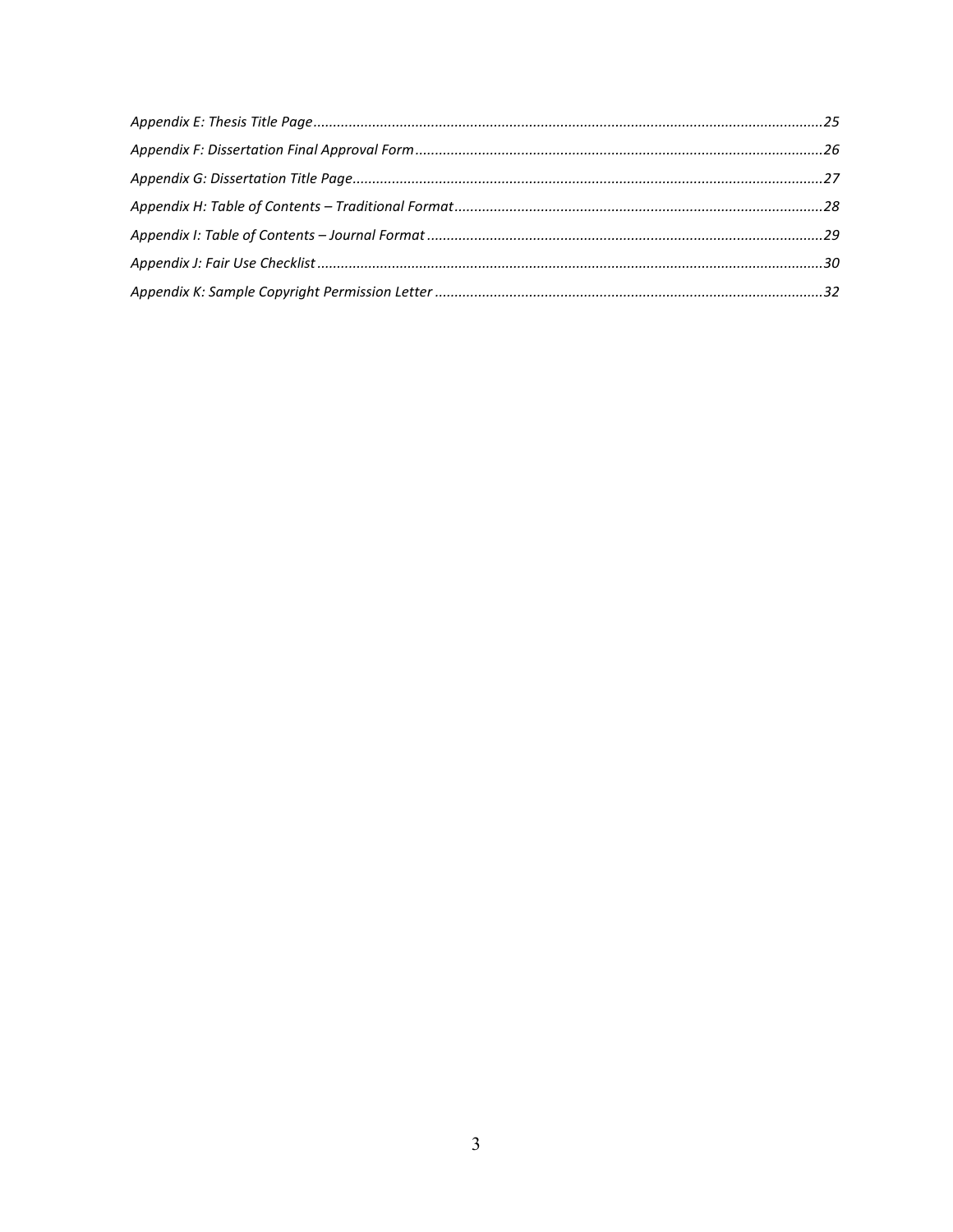*Appendix E: Thesis Title Page*.....................................................................................................................25

*Appendix F: Dissertation Final Approval Form*..........................................................................................26

*Appendix G: Dissertation Title Page*...........................................................................................................27

*Appendix H: Table of Contents – Traditional Format*...............................................................................28

*Appendix I: Table of Contents – Journal Format*.......................................................................................29

*Appendix J: Fair Use Checklist*....................................................................................................................30

*Appendix K: Sample Copyright Permission Letter*.....................................................................................32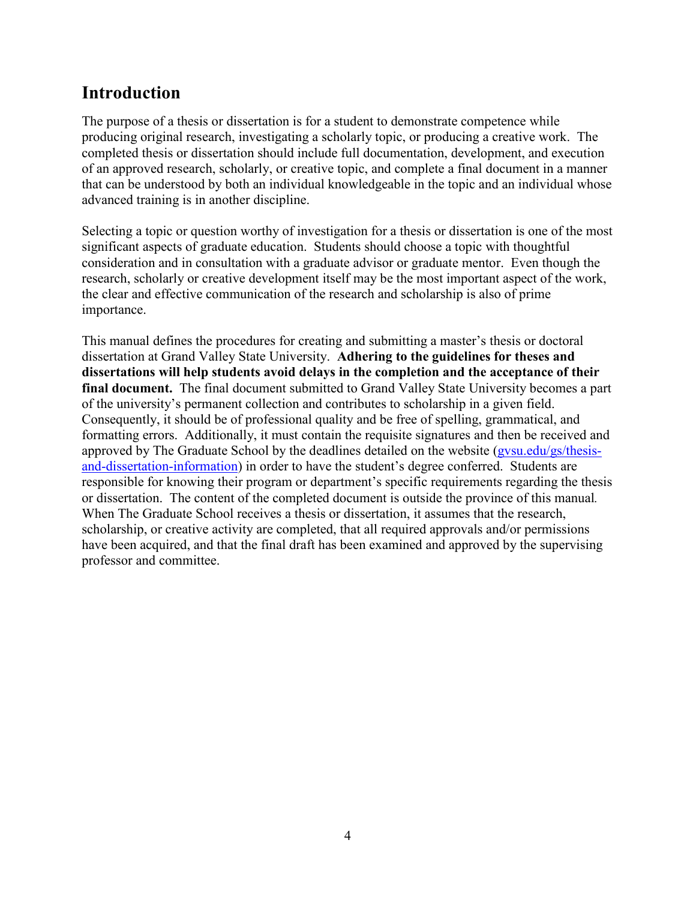## Introduction

The purpose of a thesis or dissertation is for a student to demonstrate competence while producing original research, investigating a scholarly topic, or producing a creative work. The completed thesis or dissertation should include full documentation, development, and execution of an approved research, scholarly, or creative topic, and complete a final document in a manner that can be understood by both an individual knowledgeable in the topic and an individual whose advanced training is in another discipline.

Selecting a topic or question worthy of investigation for a thesis or dissertation is one of the most significant aspects of graduate education. Students should choose a topic with thoughtful consideration and in consultation with a graduate advisor or graduate mentor. Even though the research, scholarly or creative development itself may be the most important aspect of the work, the clear and effective communication of the research and scholarship is also of prime importance.

This manual defines the procedures for creating and submitting a master's thesis or doctoral dissertation at Grand Valley State University. **Adhering to the guidelines for theses and dissertations will help students avoid delays in the completion and the acceptance of their final document.** The final document submitted to Grand Valley State University becomes a part of the university's permanent collection and contributes to scholarship in a given field. Consequently, it should be of professional quality and be free of spelling, grammatical, and formatting errors. Additionally, it must contain the requisite signatures and then be received and approved by The Graduate School by the deadlines detailed on the website ([gvsu.edu/gs/thesis-and-dissertation-information](gvsu.edu/gs/thesis-and-dissertation-information)) in order to have the student's degree conferred. Students are responsible for knowing their program or department's specific requirements regarding the thesis or dissertation. The content of the completed document is outside the province of this manual. When The Graduate School receives a thesis or dissertation, it assumes that the research, scholarship, or creative activity are completed, that all required approvals and/or permissions have been acquired, and that the final draft has been examined and approved by the supervising professor and committee.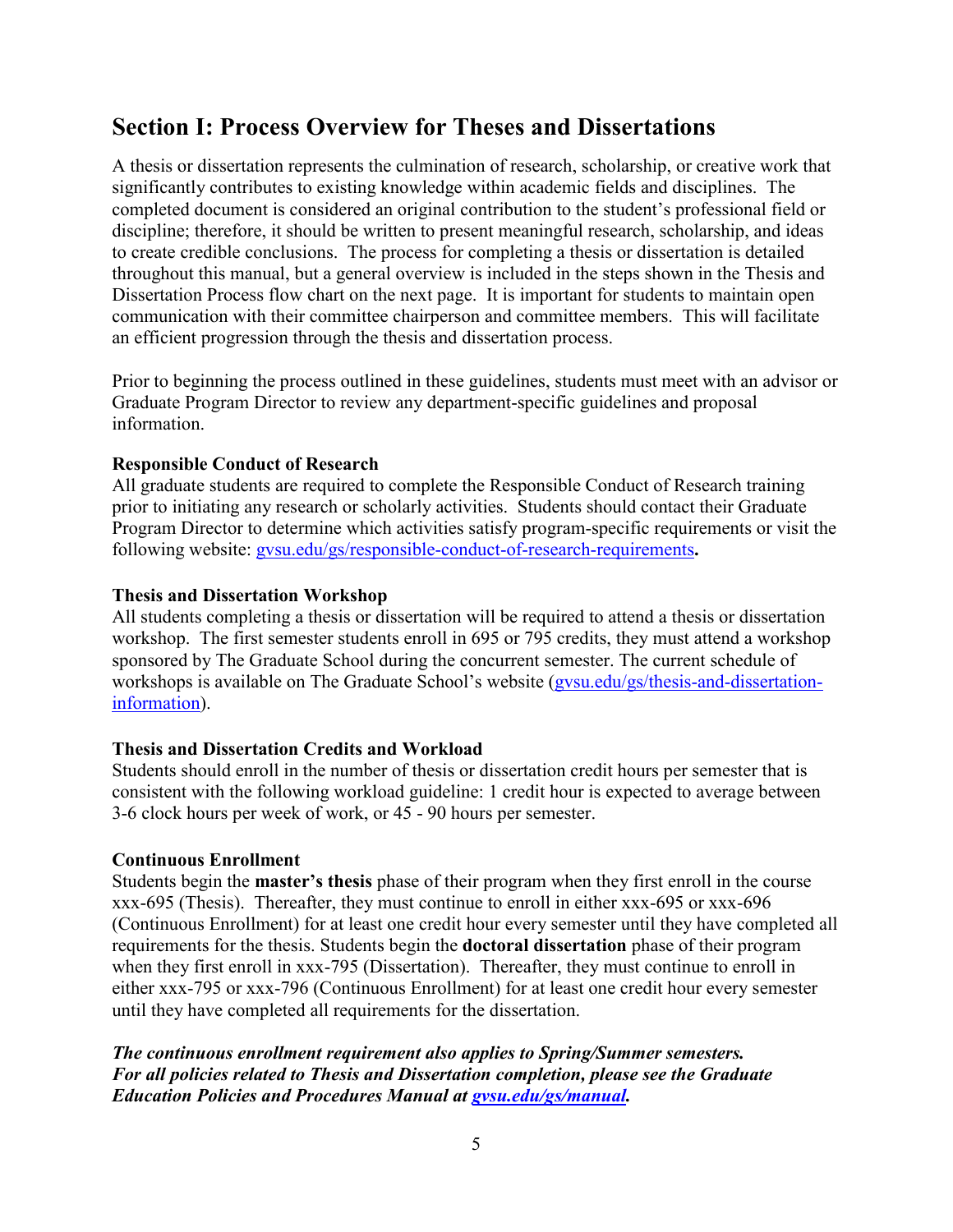## Section I: Process Overview for Theses and Dissertations

A thesis or dissertation represents the culmination of research, scholarship, or creative work that significantly contributes to existing knowledge within academic fields and disciplines. The completed document is considered an original contribution to the student's professional field or discipline; therefore, it should be written to present meaningful research, scholarship, and ideas to create credible conclusions. The process for completing a thesis or dissertation is detailed throughout this manual, but a general overview is included in the steps shown in the Thesis and Dissertation Process flow chart on the next page. It is important for students to maintain open communication with their committee chairperson and committee members. This will facilitate an efficient progression through the thesis and dissertation process.

Prior to beginning the process outlined in these guidelines, students must meet with an advisor or Graduate Program Director to review any department-specific guidelines and proposal information.

**Responsible Conduct of Research**

All graduate students are required to complete the Responsible Conduct of Research training prior to initiating any research or scholarly activities. Students should contact their Graduate Program Director to determine which activities satisfy program-specific requirements or visit the following website: gvsu.edu/gs/responsible-conduct-of-research-requirements**.**

**Thesis and Dissertation Workshop**

All students completing a thesis or dissertation will be required to attend a thesis or dissertation workshop. The first semester students enroll in 695 or 795 credits, they must attend a workshop sponsored by The Graduate School during the concurrent semester. The current schedule of workshops is available on The Graduate School's website (gvsu.edu/gs/thesis-and-dissertation-information).

**Thesis and Dissertation Credits and Workload**

Students should enroll in the number of thesis or dissertation credit hours per semester that is consistent with the following workload guideline: 1 credit hour is expected to average between 3-6 clock hours per week of work, or 45 - 90 hours per semester.

**Continuous Enrollment**

Students begin the **master's thesis** phase of their program when they first enroll in the course xxx-695 (Thesis). Thereafter, they must continue to enroll in either xxx-695 or xxx-696 (Continuous Enrollment) for at least one credit hour every semester until they have completed all requirements for the thesis. Students begin the **doctoral dissertation** phase of their program when they first enroll in xxx-795 (Dissertation). Thereafter, they must continue to enroll in either xxx-795 or xxx-796 (Continuous Enrollment) for at least one credit hour every semester until they have completed all requirements for the dissertation.

***The continuous enrollment requirement also applies to Spring/Summer semesters. For all policies related to Thesis and Dissertation completion, please see the Graduate Education Policies and Procedures Manual at gvsu.edu/gs/manual.***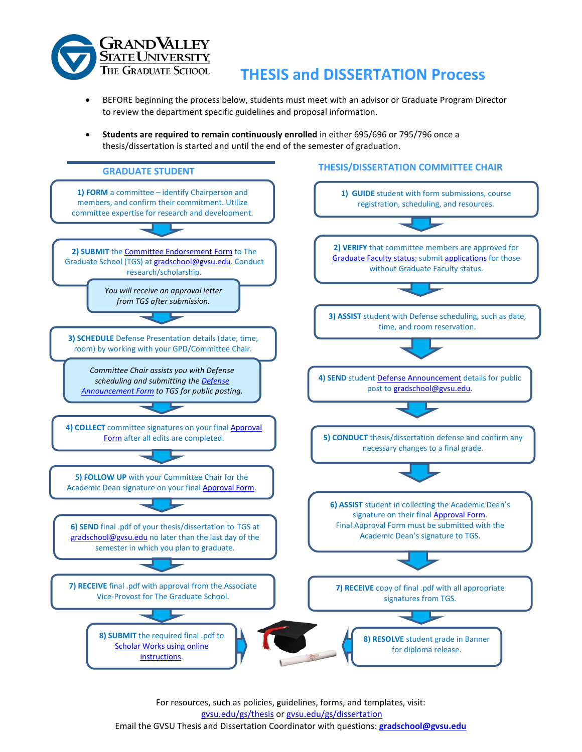# THESIS and DISSERTATION Process

Grand Valley State University – The Graduate School

- BEFORE beginning the process below, students must meet with an advisor or Graduate Program Director to review the department specific guidelines and proposal information.
- **Students are required to remain continuously enrolled** in either 695/696 or 795/796 once a thesis/dissertation is started and until the end of the semester of graduation.

## GRADUATE STUDENT

1) **FORM** a committee – identify Chairperson and members, and confirm their commitment. Utilize committee expertise for research and development.

2) **SUBMIT** the Committee Endorsement Form to The Graduate School (TGS) at gradschool@gvsu.edu. Conduct research/scholarship.

   *You will receive an approval letter from TGS after submission.*

3) **SCHEDULE** Defense Presentation details (date, time, room) by working with your GPD/Committee Chair.

   *Committee Chair assists you with Defense scheduling and submitting the Defense Announcement Form to TGS for public posting.*

4) **COLLECT** committee signatures on your final Approval Form after all edits are completed.

5) **FOLLOW UP** with your Committee Chair for the Academic Dean signature on your final Approval Form.

6) **SEND** final .pdf of your thesis/dissertation to TGS at gradschool@gvsu.edu no later than the last day of the semester in which you plan to graduate.

7) **RECEIVE** final .pdf with approval from the Associate Vice-Provost for The Graduate School.

8) **SUBMIT** the required final .pdf to Scholar Works using online instructions.

## THESIS/DISSERTATION COMMITTEE CHAIR

1) **GUIDE** student with form submissions, course registration, scheduling, and resources.

2) **VERIFY** that committee members are approved for Graduate Faculty status; submit applications for those without Graduate Faculty status.

3) **ASSIST** student with Defense scheduling, such as date, time, and room reservation.

4) **SEND** student Defense Announcement details for public post to gradschool@gvsu.edu.

5) **CONDUCT** thesis/dissertation defense and confirm any necessary changes to a final grade.

6) **ASSIST** student in collecting the Academic Dean's signature on their final Approval Form. Final Approval Form must be submitted with the Academic Dean's signature to TGS.

7) **RECEIVE** copy of final .pdf with all appropriate signatures from TGS.

8) **RESOLVE** student grade in Banner for diploma release.

---

For resources, such as policies, guidelines, forms, and templates, visit:
gvsu.edu/gs/thesis or gvsu.edu/gs/dissertation
Email the GVSU Thesis and Dissertation Coordinator with questions: **gradschool@gvsu.edu**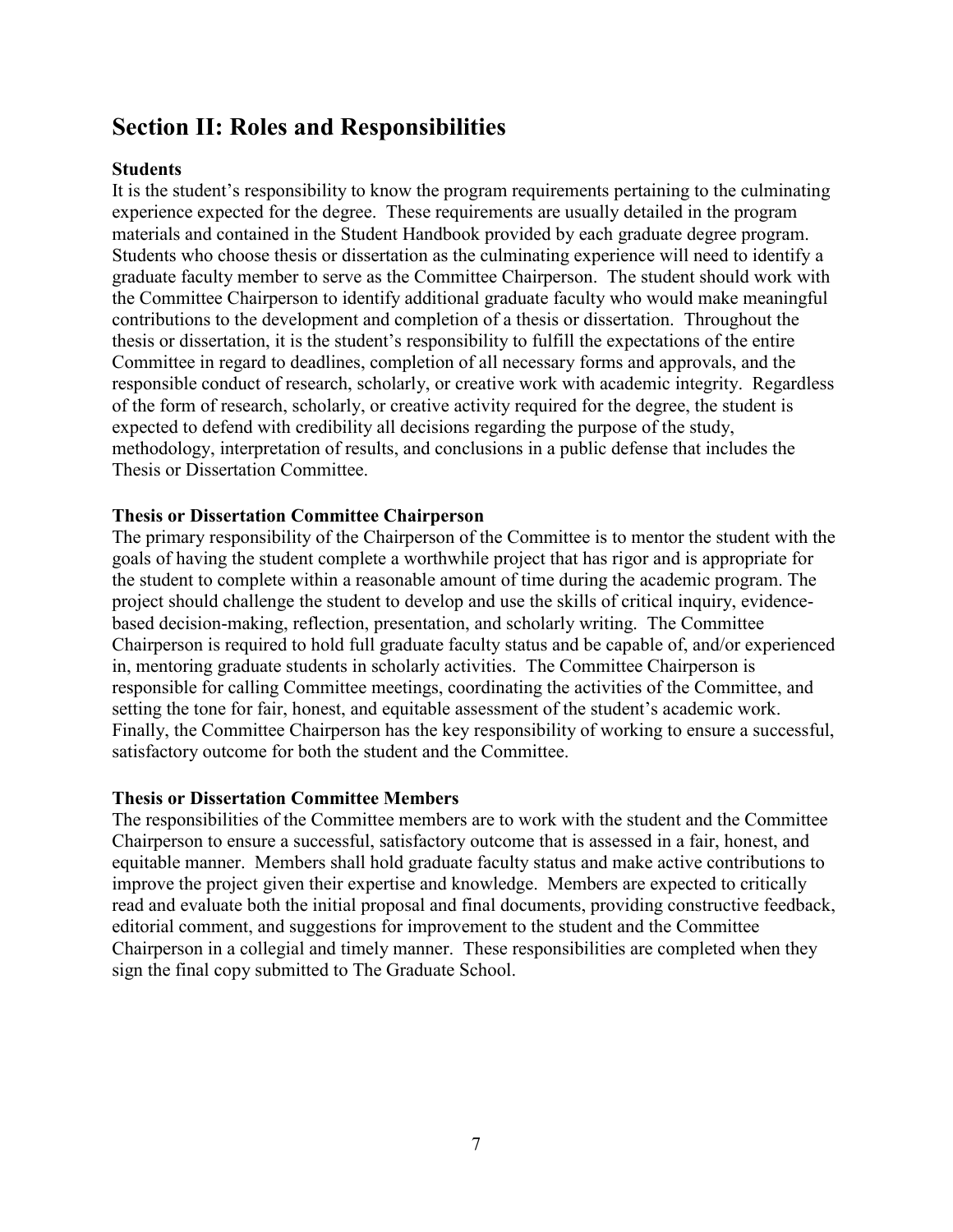## Section II: Roles and Responsibilities

### Students

It is the student's responsibility to know the program requirements pertaining to the culminating experience expected for the degree. These requirements are usually detailed in the program materials and contained in the Student Handbook provided by each graduate degree program. Students who choose thesis or dissertation as the culminating experience will need to identify a graduate faculty member to serve as the Committee Chairperson. The student should work with the Committee Chairperson to identify additional graduate faculty who would make meaningful contributions to the development and completion of a thesis or dissertation. Throughout the thesis or dissertation, it is the student's responsibility to fulfill the expectations of the entire Committee in regard to deadlines, completion of all necessary forms and approvals, and the responsible conduct of research, scholarly, or creative work with academic integrity. Regardless of the form of research, scholarly, or creative activity required for the degree, the student is expected to defend with credibility all decisions regarding the purpose of the study, methodology, interpretation of results, and conclusions in a public defense that includes the Thesis or Dissertation Committee.

### Thesis or Dissertation Committee Chairperson

The primary responsibility of the Chairperson of the Committee is to mentor the student with the goals of having the student complete a worthwhile project that has rigor and is appropriate for the student to complete within a reasonable amount of time during the academic program. The project should challenge the student to develop and use the skills of critical inquiry, evidence-based decision-making, reflection, presentation, and scholarly writing. The Committee Chairperson is required to hold full graduate faculty status and be capable of, and/or experienced in, mentoring graduate students in scholarly activities. The Committee Chairperson is responsible for calling Committee meetings, coordinating the activities of the Committee, and setting the tone for fair, honest, and equitable assessment of the student's academic work. Finally, the Committee Chairperson has the key responsibility of working to ensure a successful, satisfactory outcome for both the student and the Committee.

### Thesis or Dissertation Committee Members

The responsibilities of the Committee members are to work with the student and the Committee Chairperson to ensure a successful, satisfactory outcome that is assessed in a fair, honest, and equitable manner. Members shall hold graduate faculty status and make active contributions to improve the project given their expertise and knowledge. Members are expected to critically read and evaluate both the initial proposal and final documents, providing constructive feedback, editorial comment, and suggestions for improvement to the student and the Committee Chairperson in a collegial and timely manner. These responsibilities are completed when they sign the final copy submitted to The Graduate School.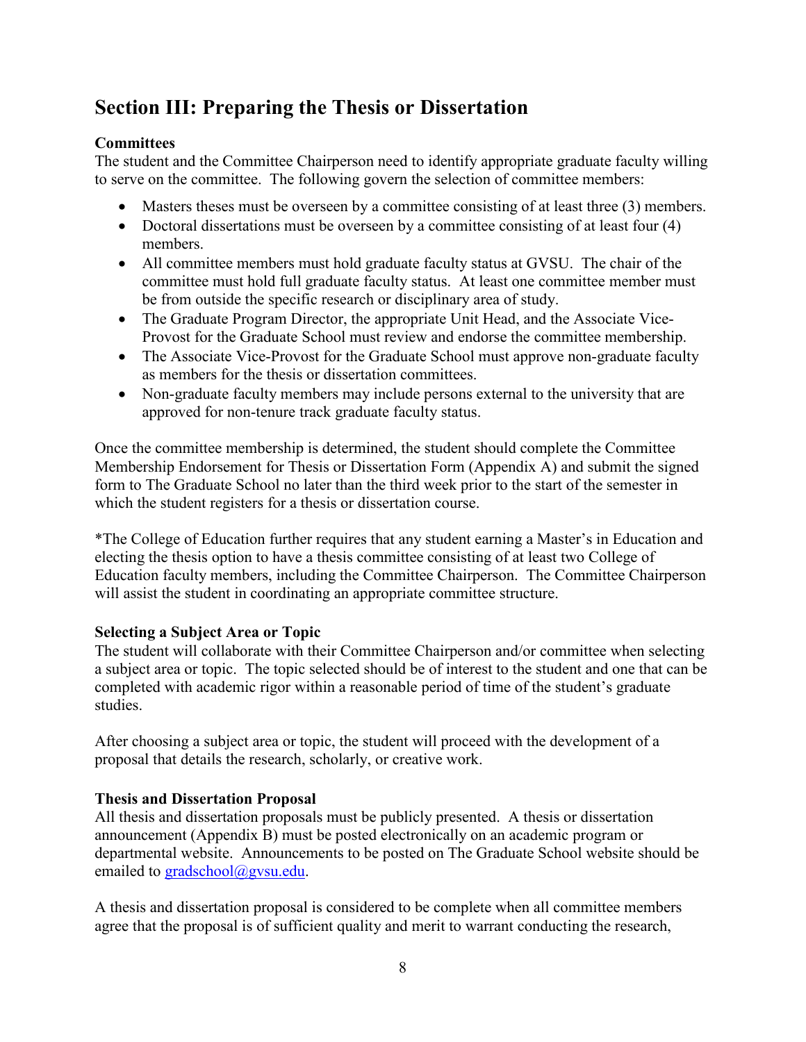## Section III: Preparing the Thesis or Dissertation

**Committees**

The student and the Committee Chairperson need to identify appropriate graduate faculty willing to serve on the committee. The following govern the selection of committee members:

- Masters theses must be overseen by a committee consisting of at least three (3) members.
- Doctoral dissertations must be overseen by a committee consisting of at least four (4) members.
- All committee members must hold graduate faculty status at GVSU. The chair of the committee must hold full graduate faculty status. At least one committee member must be from outside the specific research or disciplinary area of study.
- The Graduate Program Director, the appropriate Unit Head, and the Associate Vice-Provost for the Graduate School must review and endorse the committee membership.
- The Associate Vice-Provost for the Graduate School must approve non-graduate faculty as members for the thesis or dissertation committees.
- Non-graduate faculty members may include persons external to the university that are approved for non-tenure track graduate faculty status.

Once the committee membership is determined, the student should complete the Committee Membership Endorsement for Thesis or Dissertation Form (Appendix A) and submit the signed form to The Graduate School no later than the third week prior to the start of the semester in which the student registers for a thesis or dissertation course.

*The College of Education further requires that any student earning a Master's in Education and electing the thesis option to have a thesis committee consisting of at least two College of Education faculty members, including the Committee Chairperson. The Committee Chairperson will assist the student in coordinating an appropriate committee structure.

**Selecting a Subject Area or Topic**

The student will collaborate with their Committee Chairperson and/or committee when selecting a subject area or topic. The topic selected should be of interest to the student and one that can be completed with academic rigor within a reasonable period of time of the student's graduate studies.

After choosing a subject area or topic, the student will proceed with the development of a proposal that details the research, scholarly, or creative work.

**Thesis and Dissertation Proposal**

All thesis and dissertation proposals must be publicly presented. A thesis or dissertation announcement (Appendix B) must be posted electronically on an academic program or departmental website. Announcements to be posted on The Graduate School website should be emailed to gradschool@gvsu.edu.

A thesis and dissertation proposal is considered to be complete when all committee members agree that the proposal is of sufficient quality and merit to warrant conducting the research,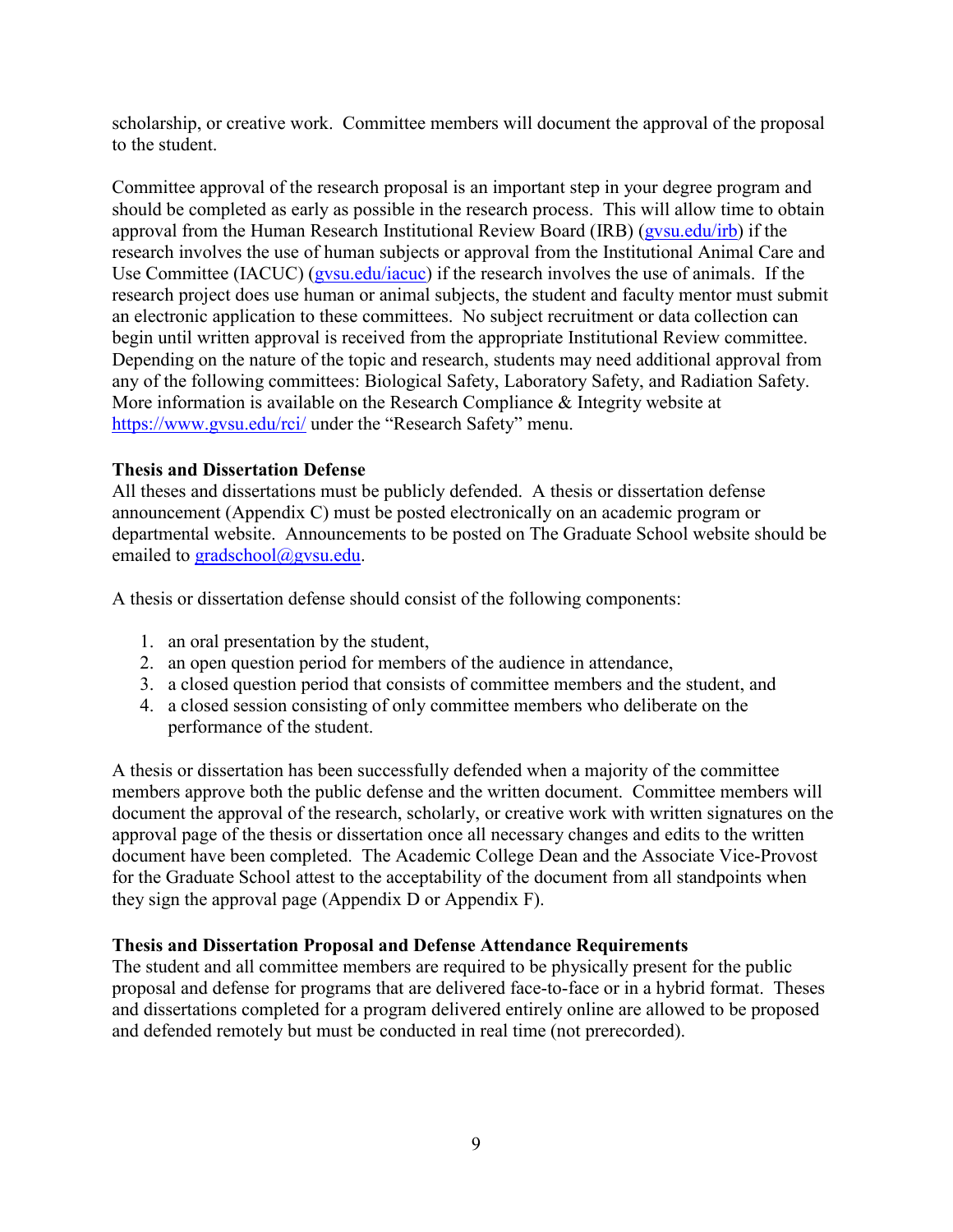scholarship, or creative work. Committee members will document the approval of the proposal to the student.

Committee approval of the research proposal is an important step in your degree program and should be completed as early as possible in the research process. This will allow time to obtain approval from the Human Research Institutional Review Board (IRB) (gvsu.edu/irb) if the research involves the use of human subjects or approval from the Institutional Animal Care and Use Committee (IACUC) (gvsu.edu/iacuc) if the research involves the use of animals. If the research project does use human or animal subjects, the student and faculty mentor must submit an electronic application to these committees. No subject recruitment or data collection can begin until written approval is received from the appropriate Institutional Review committee. Depending on the nature of the topic and research, students may need additional approval from any of the following committees: Biological Safety, Laboratory Safety, and Radiation Safety. More information is available on the Research Compliance & Integrity website at https://www.gvsu.edu/rci/ under the "Research Safety" menu.

**Thesis and Dissertation Defense**

All theses and dissertations must be publicly defended. A thesis or dissertation defense announcement (Appendix C) must be posted electronically on an academic program or departmental website. Announcements to be posted on The Graduate School website should be emailed to gradschool@gvsu.edu.

A thesis or dissertation defense should consist of the following components:

1. an oral presentation by the student,
2. an open question period for members of the audience in attendance,
3. a closed question period that consists of committee members and the student, and
4. a closed session consisting of only committee members who deliberate on the performance of the student.

A thesis or dissertation has been successfully defended when a majority of the committee members approve both the public defense and the written document. Committee members will document the approval of the research, scholarly, or creative work with written signatures on the approval page of the thesis or dissertation once all necessary changes and edits to the written document have been completed. The Academic College Dean and the Associate Vice-Provost for the Graduate School attest to the acceptability of the document from all standpoints when they sign the approval page (Appendix D or Appendix F).

**Thesis and Dissertation Proposal and Defense Attendance Requirements**

The student and all committee members are required to be physically present for the public proposal and defense for programs that are delivered face-to-face or in a hybrid format. Theses and dissertations completed for a program delivered entirely online are allowed to be proposed and defended remotely but must be conducted in real time (not prerecorded).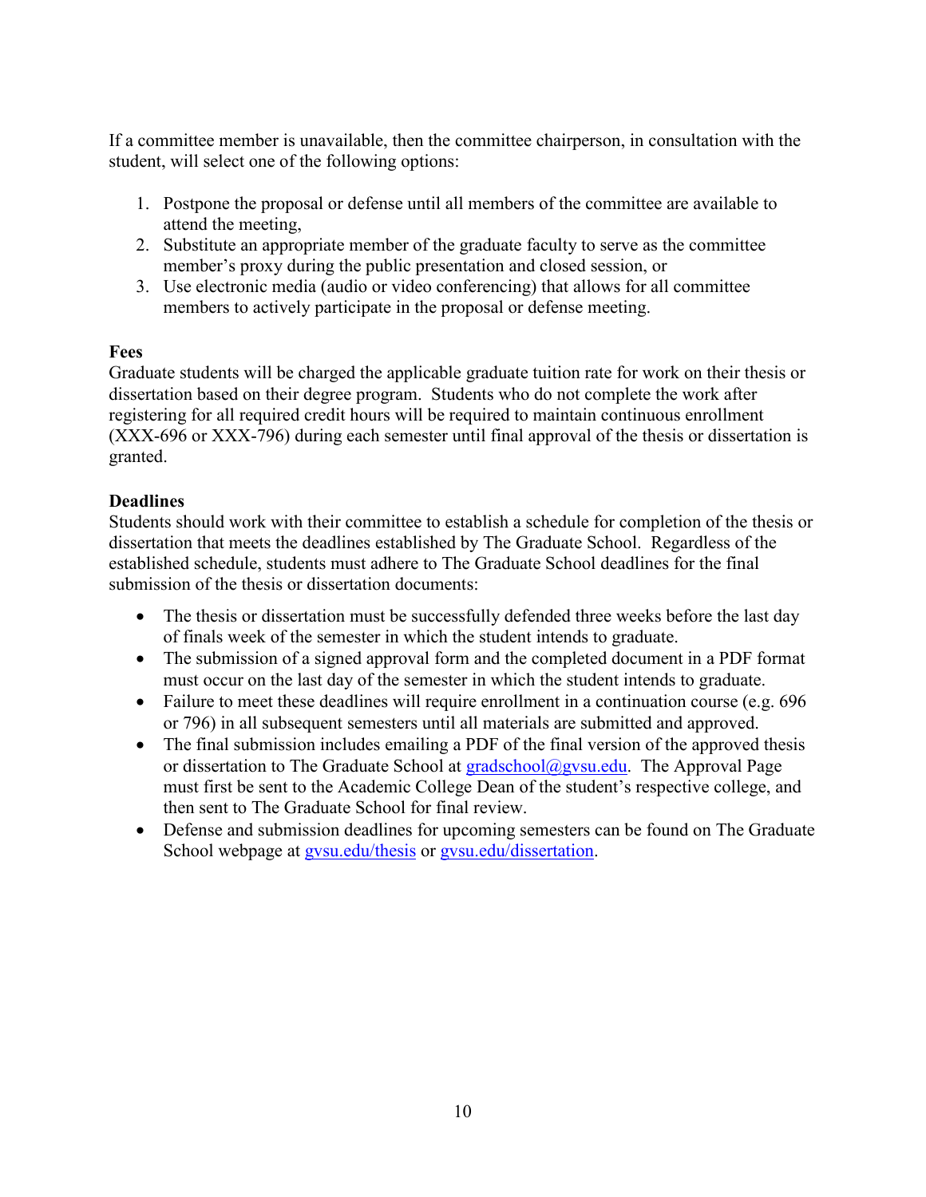If a committee member is unavailable, then the committee chairperson, in consultation with the student, will select one of the following options:

1. Postpone the proposal or defense until all members of the committee are available to attend the meeting,
2. Substitute an appropriate member of the graduate faculty to serve as the committee member's proxy during the public presentation and closed session, or
3. Use electronic media (audio or video conferencing) that allows for all committee members to actively participate in the proposal or defense meeting.

**Fees**

Graduate students will be charged the applicable graduate tuition rate for work on their thesis or dissertation based on their degree program. Students who do not complete the work after registering for all required credit hours will be required to maintain continuous enrollment (XXX-696 or XXX-796) during each semester until final approval of the thesis or dissertation is granted.

**Deadlines**

Students should work with their committee to establish a schedule for completion of the thesis or dissertation that meets the deadlines established by The Graduate School. Regardless of the established schedule, students must adhere to The Graduate School deadlines for the final submission of the thesis or dissertation documents:

- The thesis or dissertation must be successfully defended three weeks before the last day of finals week of the semester in which the student intends to graduate.
- The submission of a signed approval form and the completed document in a PDF format must occur on the last day of the semester in which the student intends to graduate.
- Failure to meet these deadlines will require enrollment in a continuation course (e.g. 696 or 796) in all subsequent semesters until all materials are submitted and approved.
- The final submission includes emailing a PDF of the final version of the approved thesis or dissertation to The Graduate School at gradschool@gvsu.edu. The Approval Page must first be sent to the Academic College Dean of the student's respective college, and then sent to The Graduate School for final review.
- Defense and submission deadlines for upcoming semesters can be found on The Graduate School webpage at gvsu.edu/thesis or gvsu.edu/dissertation.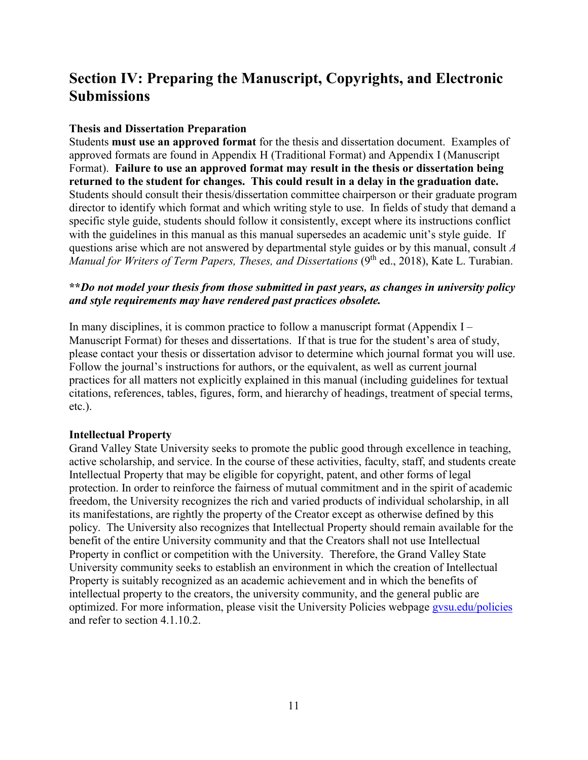# Section IV: Preparing the Manuscript, Copyrights, and Electronic Submissions

**Thesis and Dissertation Preparation**

Students **must use an approved format** for the thesis and dissertation document. Examples of approved formats are found in Appendix H (Traditional Format) and Appendix I (Manuscript Format). **Failure to use an approved format may result in the thesis or dissertation being returned to the student for changes. This could result in a delay in the graduation date.** Students should consult their thesis/dissertation committee chairperson or their graduate program director to identify which format and which writing style to use. In fields of study that demand a specific style guide, students should follow it consistently, except where its instructions conflict with the guidelines in this manual as this manual supersedes an academic unit's style guide. If questions arise which are not answered by departmental style guides or by this manual, consult *A Manual for Writers of Term Papers, Theses, and Dissertations* (9th ed., 2018), Kate L. Turabian.

***\*\*Do not model your thesis from those submitted in past years, as changes in university policy and style requirements may have rendered past practices obsolete.***

In many disciplines, it is common practice to follow a manuscript format (Appendix I – Manuscript Format) for theses and dissertations. If that is true for the student's area of study, please contact your thesis or dissertation advisor to determine which journal format you will use. Follow the journal's instructions for authors, or the equivalent, as well as current journal practices for all matters not explicitly explained in this manual (including guidelines for textual citations, references, tables, figures, form, and hierarchy of headings, treatment of special terms, etc.).

**Intellectual Property**

Grand Valley State University seeks to promote the public good through excellence in teaching, active scholarship, and service. In the course of these activities, faculty, staff, and students create Intellectual Property that may be eligible for copyright, patent, and other forms of legal protection. In order to reinforce the fairness of mutual commitment and in the spirit of academic freedom, the University recognizes the rich and varied products of individual scholarship, in all its manifestations, are rightly the property of the Creator except as otherwise defined by this policy. The University also recognizes that Intellectual Property should remain available for the benefit of the entire University community and that the Creators shall not use Intellectual Property in conflict or competition with the University. Therefore, the Grand Valley State University community seeks to establish an environment in which the creation of Intellectual Property is suitably recognized as an academic achievement and in which the benefits of intellectual property to the creators, the university community, and the general public are optimized. For more information, please visit the University Policies webpage [gvsu.edu/policies](gvsu.edu/policies) and refer to section 4.1.10.2.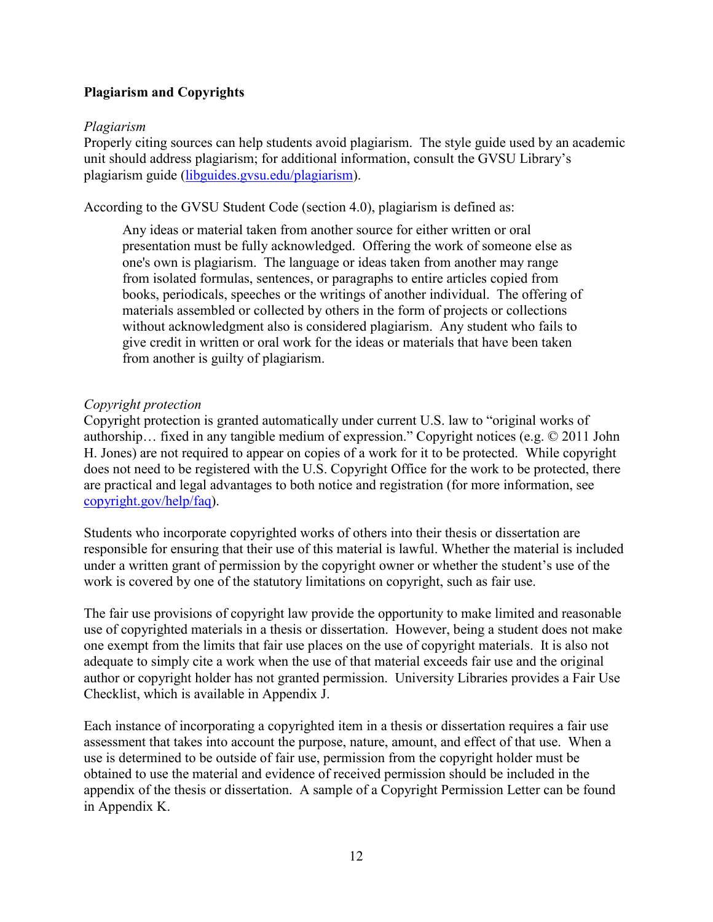**Plagiarism and Copyrights**

*Plagiarism*

Properly citing sources can help students avoid plagiarism. The style guide used by an academic unit should address plagiarism; for additional information, consult the GVSU Library's plagiarism guide ([libguides.gvsu.edu/plagiarism](libguides.gvsu.edu/plagiarism)).

According to the GVSU Student Code (section 4.0), plagiarism is defined as:

> Any ideas or material taken from another source for either written or oral presentation must be fully acknowledged. Offering the work of someone else as one's own is plagiarism. The language or ideas taken from another may range from isolated formulas, sentences, or paragraphs to entire articles copied from books, periodicals, speeches or the writings of another individual. The offering of materials assembled or collected by others in the form of projects or collections without acknowledgment also is considered plagiarism. Any student who fails to give credit in written or oral work for the ideas or materials that have been taken from another is guilty of plagiarism.

*Copyright protection*

Copyright protection is granted automatically under current U.S. law to "original works of authorship… fixed in any tangible medium of expression." Copyright notices (e.g. © 2011 John H. Jones) are not required to appear on copies of a work for it to be protected. While copyright does not need to be registered with the U.S. Copyright Office for the work to be protected, there are practical and legal advantages to both notice and registration (for more information, see [copyright.gov/help/faq](copyright.gov/help/faq)).

Students who incorporate copyrighted works of others into their thesis or dissertation are responsible for ensuring that their use of this material is lawful. Whether the material is included under a written grant of permission by the copyright owner or whether the student's use of the work is covered by one of the statutory limitations on copyright, such as fair use.

The fair use provisions of copyright law provide the opportunity to make limited and reasonable use of copyrighted materials in a thesis or dissertation. However, being a student does not make one exempt from the limits that fair use places on the use of copyright materials. It is also not adequate to simply cite a work when the use of that material exceeds fair use and the original author or copyright holder has not granted permission. University Libraries provides a Fair Use Checklist, which is available in Appendix J.

Each instance of incorporating a copyrighted item in a thesis or dissertation requires a fair use assessment that takes into account the purpose, nature, amount, and effect of that use. When a use is determined to be outside of fair use, permission from the copyright holder must be obtained to use the material and evidence of received permission should be included in the appendix of the thesis or dissertation. A sample of a Copyright Permission Letter can be found in Appendix K.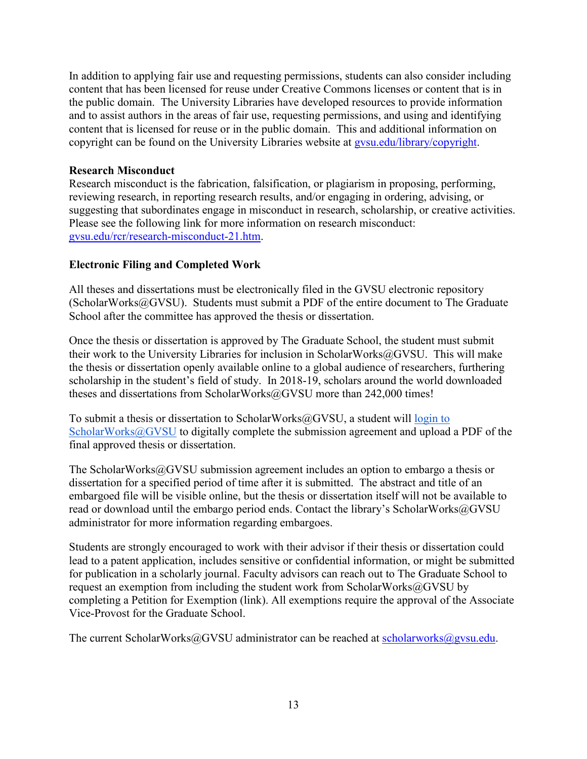In addition to applying fair use and requesting permissions, students can also consider including content that has been licensed for reuse under Creative Commons licenses or content that is in the public domain. The University Libraries have developed resources to provide information and to assist authors in the areas of fair use, requesting permissions, and using and identifying content that is licensed for reuse or in the public domain. This and additional information on copyright can be found on the University Libraries website at gvsu.edu/library/copyright.

**Research Misconduct**

Research misconduct is the fabrication, falsification, or plagiarism in proposing, performing, reviewing research, in reporting research results, and/or engaging in ordering, advising, or suggesting that subordinates engage in misconduct in research, scholarship, or creative activities. Please see the following link for more information on research misconduct: gvsu.edu/rcr/research-misconduct-21.htm.

**Electronic Filing and Completed Work**

All theses and dissertations must be electronically filed in the GVSU electronic repository (ScholarWorks@GVSU). Students must submit a PDF of the entire document to The Graduate School after the committee has approved the thesis or dissertation.

Once the thesis or dissertation is approved by The Graduate School, the student must submit their work to the University Libraries for inclusion in ScholarWorks@GVSU. This will make the thesis or dissertation openly available online to a global audience of researchers, furthering scholarship in the student's field of study. In 2018-19, scholars around the world downloaded theses and dissertations from ScholarWorks@GVSU more than 242,000 times!

To submit a thesis or dissertation to ScholarWorks@GVSU, a student will login to ScholarWorks@GVSU to digitally complete the submission agreement and upload a PDF of the final approved thesis or dissertation.

The ScholarWorks@GVSU submission agreement includes an option to embargo a thesis or dissertation for a specified period of time after it is submitted. The abstract and title of an embargoed file will be visible online, but the thesis or dissertation itself will not be available to read or download until the embargo period ends. Contact the library's ScholarWorks@GVSU administrator for more information regarding embargoes.

Students are strongly encouraged to work with their advisor if their thesis or dissertation could lead to a patent application, includes sensitive or confidential information, or might be submitted for publication in a scholarly journal. Faculty advisors can reach out to The Graduate School to request an exemption from including the student work from ScholarWorks@GVSU by completing a Petition for Exemption (link). All exemptions require the approval of the Associate Vice-Provost for the Graduate School.

The current ScholarWorks@GVSU administrator can be reached at scholarworks@gvsu.edu.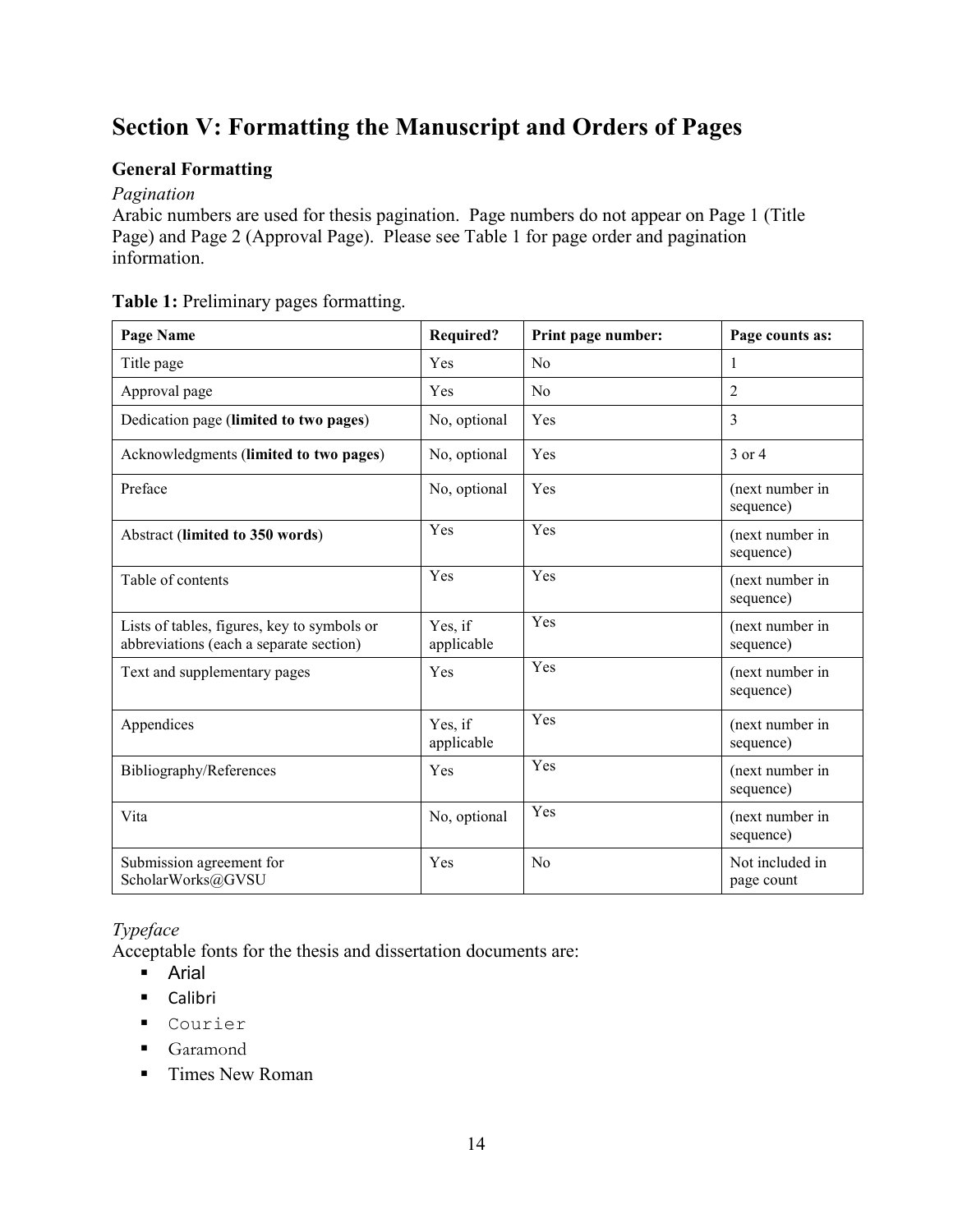## Section V: Formatting the Manuscript and Orders of Pages

### General Formatting

*Pagination*

Arabic numbers are used for thesis pagination. Page numbers do not appear on Page 1 (Title Page) and Page 2 (Approval Page). Please see Table 1 for page order and pagination information.

**Table 1:** Preliminary pages formatting.

| Page Name | Required? | Print page number: | Page counts as: |
|---|---|---|---|
| Title page | Yes | No | 1 |
| Approval page | Yes | No | 2 |
| Dedication page (**limited to two pages**) | No, optional | Yes | 3 |
| Acknowledgments (**limited to two pages**) | No, optional | Yes | 3 or 4 |
| Preface | No, optional | Yes | (next number in sequence) |
| Abstract (**limited to 350 words**) | Yes | Yes | (next number in sequence) |
| Table of contents | Yes | Yes | (next number in sequence) |
| Lists of tables, figures, key to symbols or abbreviations (each a separate section) | Yes, if applicable | Yes | (next number in sequence) |
| Text and supplementary pages | Yes | Yes | (next number in sequence) |
| Appendices | Yes, if applicable | Yes | (next number in sequence) |
| Bibliography/References | Yes | Yes | (next number in sequence) |
| Vita | No, optional | Yes | (next number in sequence) |
| Submission agreement for ScholarWorks@GVSU | Yes | No | Not included in page count |

*Typeface*

Acceptable fonts for the thesis and dissertation documents are:

- Arial
- Calibri
- Courier
- Garamond
- Times New Roman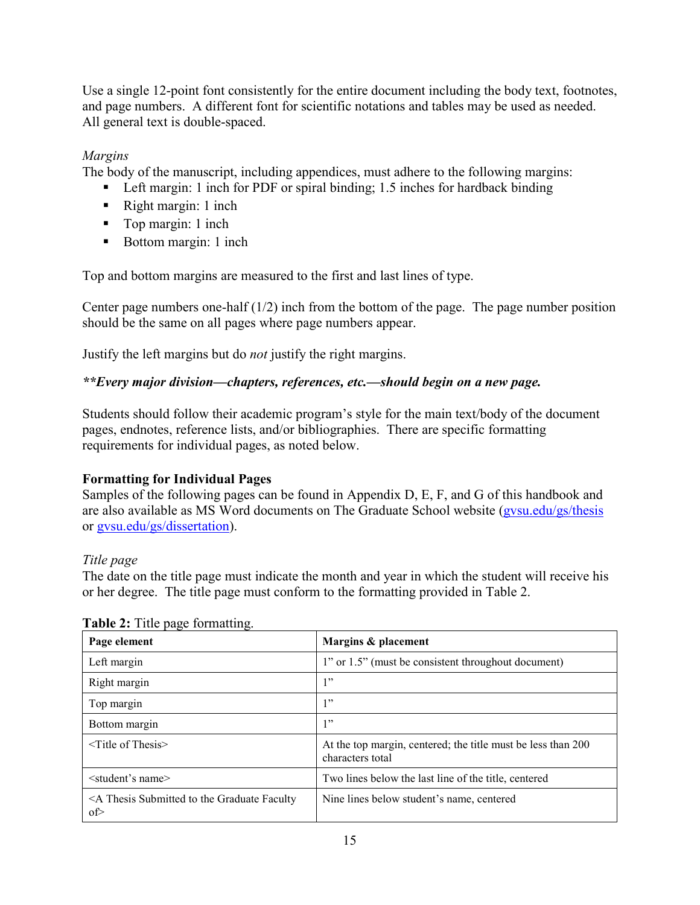Use a single 12-point font consistently for the entire document including the body text, footnotes, and page numbers. A different font for scientific notations and tables may be used as needed. All general text is double-spaced.

*Margins*

The body of the manuscript, including appendices, must adhere to the following margins:

- Left margin: 1 inch for PDF or spiral binding; 1.5 inches for hardback binding
- Right margin: 1 inch
- Top margin: 1 inch
- Bottom margin: 1 inch

Top and bottom margins are measured to the first and last lines of type.

Center page numbers one-half (1/2) inch from the bottom of the page. The page number position should be the same on all pages where page numbers appear.

Justify the left margins but do *not* justify the right margins.

***\*\*Every major division—chapters, references, etc.—should begin on a new page.***

Students should follow their academic program's style for the main text/body of the document pages, endnotes, reference lists, and/or bibliographies. There are specific formatting requirements for individual pages, as noted below.

**Formatting for Individual Pages**

Samples of the following pages can be found in Appendix D, E, F, and G of this handbook and are also available as MS Word documents on The Graduate School website ([gvsu.edu/gs/thesis](gvsu.edu/gs/thesis) or [gvsu.edu/gs/dissertation](gvsu.edu/gs/dissertation)).

*Title page*

The date on the title page must indicate the month and year in which the student will receive his or her degree. The title page must conform to the formatting provided in Table 2.

**Table 2:** Title page formatting.

| **Page element** | **Margins & placement** |
|---|---|
| Left margin | 1" or 1.5" (must be consistent throughout document) |
| Right margin | 1" |
| Top margin | 1" |
| Bottom margin | 1" |
| <Title of Thesis> | At the top margin, centered; the title must be less than 200 characters total |
| <student's name> | Two lines below the last line of the title, centered |
| <A Thesis Submitted to the Graduate Faculty of> | Nine lines below student's name, centered |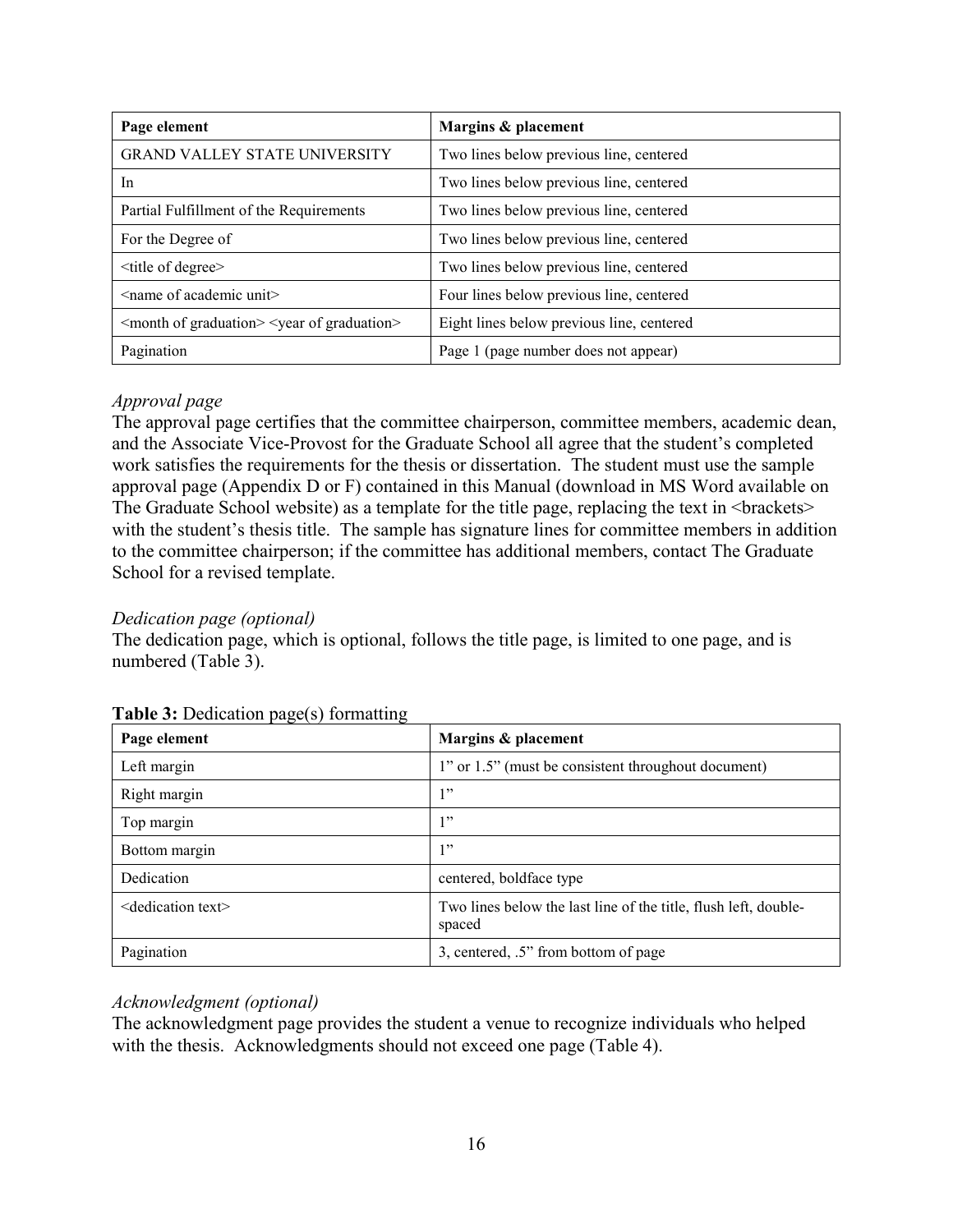| Page element | Margins & placement |
|---|---|
| GRAND VALLEY STATE UNIVERSITY | Two lines below previous line, centered |
| In | Two lines below previous line, centered |
| Partial Fulfillment of the Requirements | Two lines below previous line, centered |
| For the Degree of | Two lines below previous line, centered |
| <title of degree> | Two lines below previous line, centered |
| <name of academic unit> | Four lines below previous line, centered |
| <month of graduation> <year of graduation> | Eight lines below previous line, centered |
| Pagination | Page 1 (page number does not appear) |

*Approval page*

The approval page certifies that the committee chairperson, committee members, academic dean, and the Associate Vice-Provost for the Graduate School all agree that the student's completed work satisfies the requirements for the thesis or dissertation. The student must use the sample approval page (Appendix D or F) contained in this Manual (download in MS Word available on The Graduate School website) as a template for the title page, replacing the text in <brackets> with the student's thesis title. The sample has signature lines for committee members in addition to the committee chairperson; if the committee has additional members, contact The Graduate School for a revised template.

*Dedication page (optional)*

The dedication page, which is optional, follows the title page, is limited to one page, and is numbered (Table 3).

**Table 3:** Dedication page(s) formatting

| Page element | Margins & placement |
|---|---|
| Left margin | 1" or 1.5" (must be consistent throughout document) |
| Right margin | 1" |
| Top margin | 1" |
| Bottom margin | 1" |
| Dedication | centered, boldface type |
| <dedication text> | Two lines below the last line of the title, flush left, double-spaced |
| Pagination | 3, centered, .5" from bottom of page |

*Acknowledgment (optional)*

The acknowledgment page provides the student a venue to recognize individuals who helped with the thesis. Acknowledgments should not exceed one page (Table 4).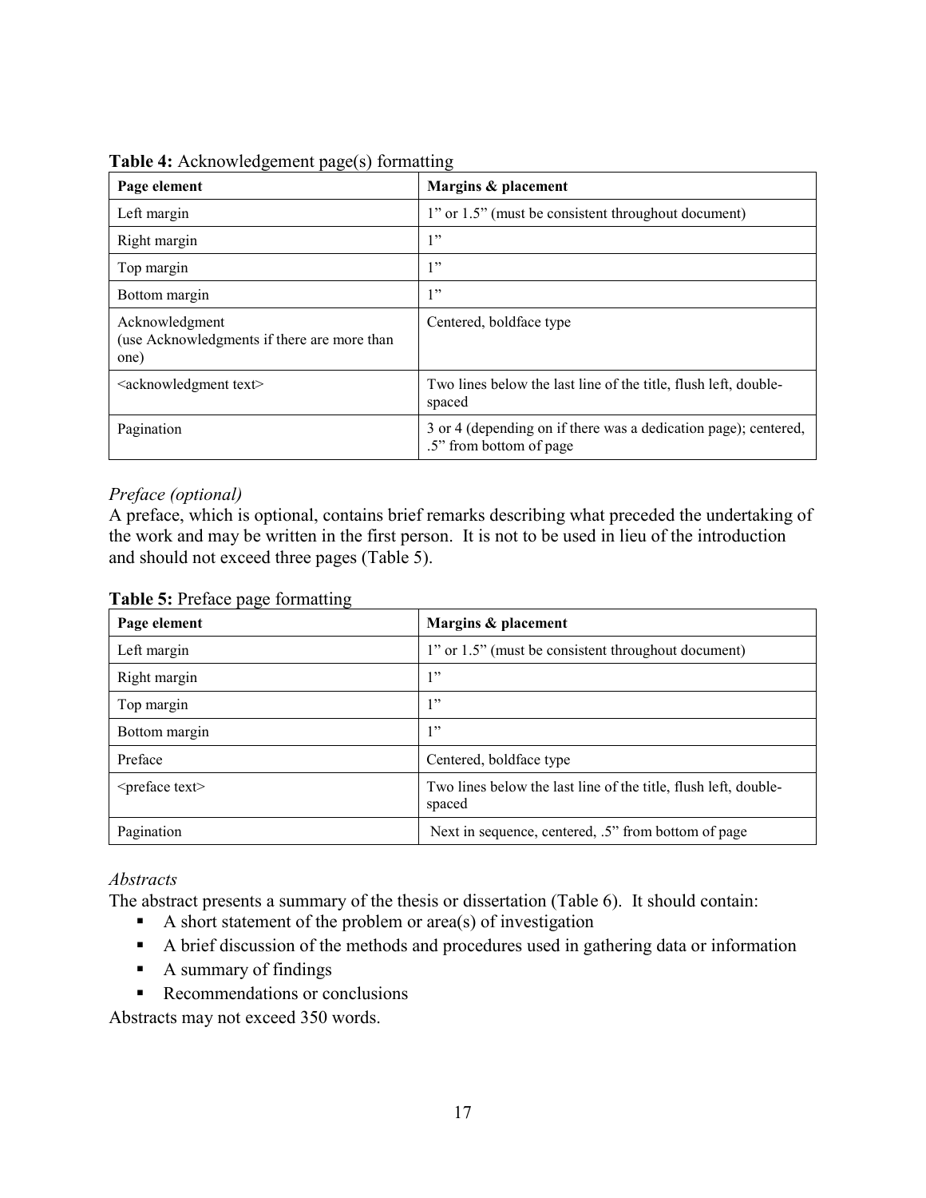**Table 4:** Acknowledgement page(s) formatting

| Page element | Margins & placement |
|---|---|
| Left margin | 1" or 1.5" (must be consistent throughout document) |
| Right margin | 1" |
| Top margin | 1" |
| Bottom margin | 1" |
| Acknowledgment (use Acknowledgments if there are more than one) | Centered, boldface type |
| <acknowledgment text> | Two lines below the last line of the title, flush left, double-spaced |
| Pagination | 3 or 4 (depending on if there was a dedication page); centered, .5" from bottom of page |

*Preface (optional)*

A preface, which is optional, contains brief remarks describing what preceded the undertaking of the work and may be written in the first person. It is not to be used in lieu of the introduction and should not exceed three pages (Table 5).

**Table 5:** Preface page formatting

| Page element | Margins & placement |
|---|---|
| Left margin | 1" or 1.5" (must be consistent throughout document) |
| Right margin | 1" |
| Top margin | 1" |
| Bottom margin | 1" |
| Preface | Centered, boldface type |
| <preface text> | Two lines below the last line of the title, flush left, double-spaced |
| Pagination | Next in sequence, centered, .5" from bottom of page |

*Abstracts*

The abstract presents a summary of the thesis or dissertation (Table 6). It should contain:

- A short statement of the problem or area(s) of investigation
- A brief discussion of the methods and procedures used in gathering data or information
- A summary of findings
- Recommendations or conclusions

Abstracts may not exceed 350 words.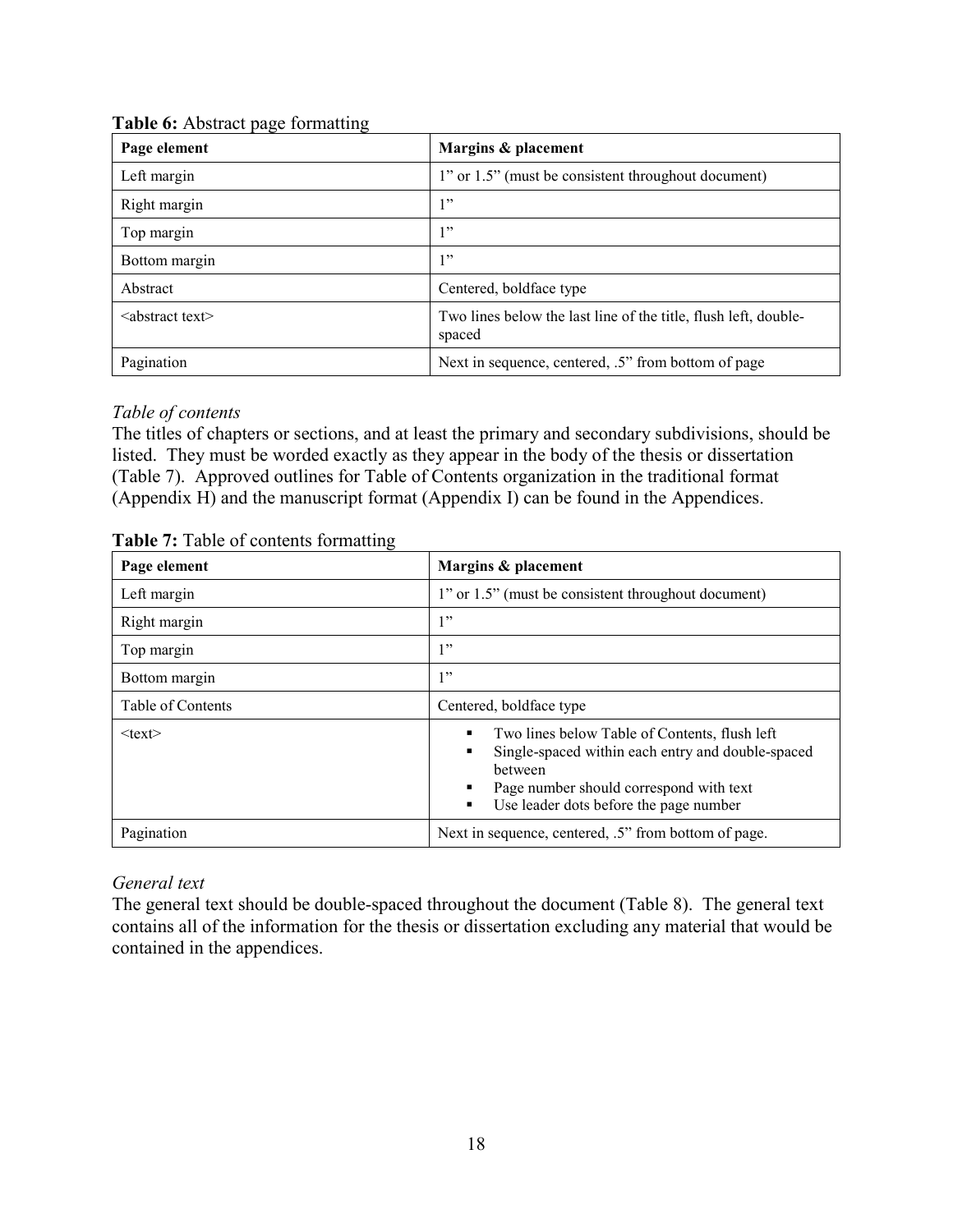**Table 6:** Abstract page formatting

| Page element | Margins & placement |
|---|---|
| Left margin | 1" or 1.5" (must be consistent throughout document) |
| Right margin | 1" |
| Top margin | 1" |
| Bottom margin | 1" |
| Abstract | Centered, boldface type |
| <abstract text> | Two lines below the last line of the title, flush left, double-spaced |
| Pagination | Next in sequence, centered, .5" from bottom of page |

*Table of contents*

The titles of chapters or sections, and at least the primary and secondary subdivisions, should be listed. They must be worded exactly as they appear in the body of the thesis or dissertation (Table 7). Approved outlines for Table of Contents organization in the traditional format (Appendix H) and the manuscript format (Appendix I) can be found in the Appendices.

**Table 7:** Table of contents formatting

| Page element | Margins & placement |
|---|---|
| Left margin | 1" or 1.5" (must be consistent throughout document) |
| Right margin | 1" |
| Top margin | 1" |
| Bottom margin | 1" |
| Table of Contents | Centered, boldface type |
| <text> | ▪ Two lines below Table of Contents, flush left<br>▪ Single-spaced within each entry and double-spaced between<br>▪ Page number should correspond with text<br>▪ Use leader dots before the page number |
| Pagination | Next in sequence, centered, .5" from bottom of page. |

*General text*

The general text should be double-spaced throughout the document (Table 8). The general text contains all of the information for the thesis or dissertation excluding any material that would be contained in the appendices.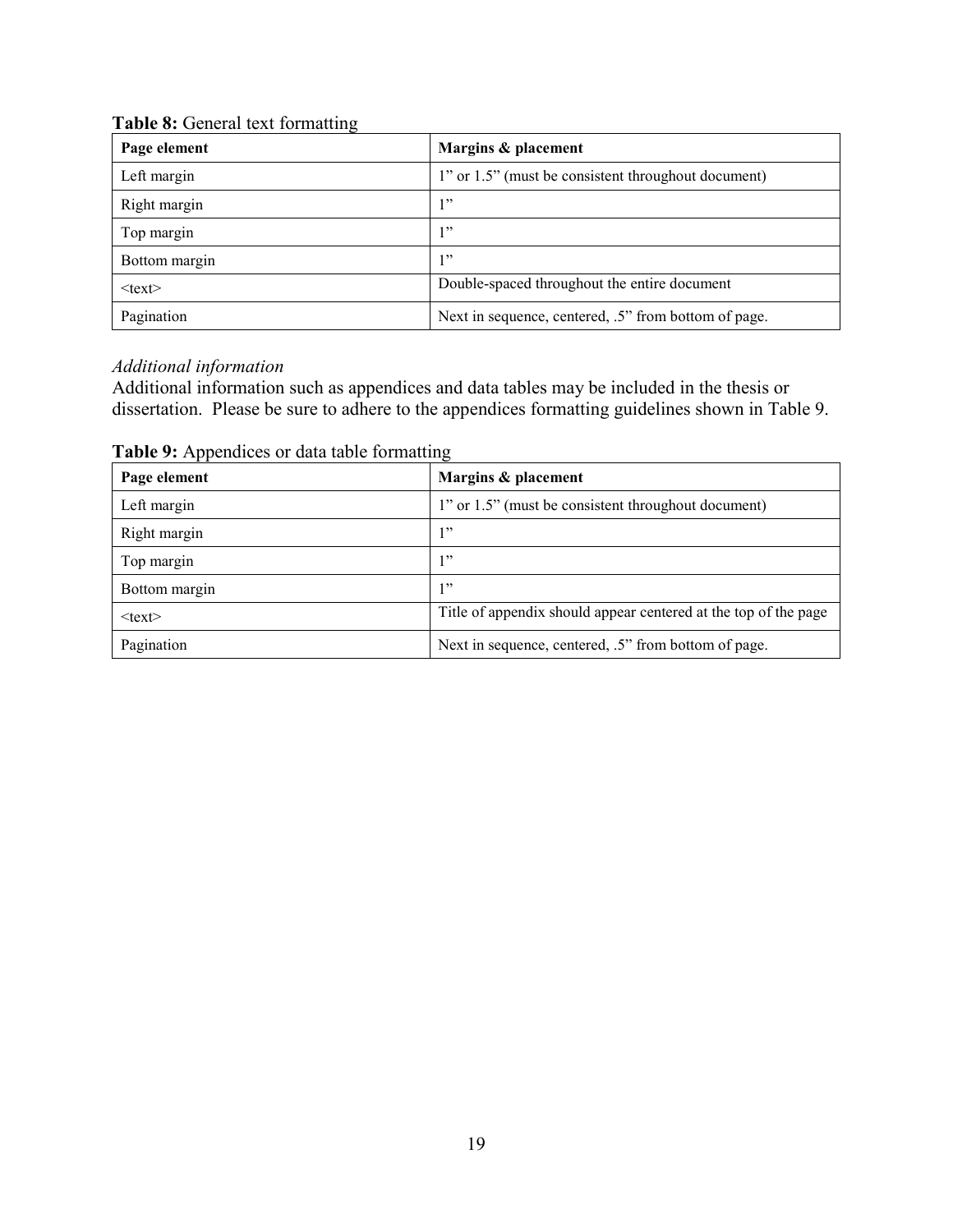**Table 8:** General text formatting

| Page element | Margins & placement |
| --- | --- |
| Left margin | 1" or 1.5" (must be consistent throughout document) |
| Right margin | 1" |
| Top margin | 1" |
| Bottom margin | 1" |
| <text> | Double-spaced throughout the entire document |
| Pagination | Next in sequence, centered, .5" from bottom of page. |

*Additional information*

Additional information such as appendices and data tables may be included in the thesis or dissertation. Please be sure to adhere to the appendices formatting guidelines shown in Table 9.

**Table 9:** Appendices or data table formatting

| Page element | Margins & placement |
| --- | --- |
| Left margin | 1" or 1.5" (must be consistent throughout document) |
| Right margin | 1" |
| Top margin | 1" |
| Bottom margin | 1" |
| <text> | Title of appendix should appear centered at the top of the page |
| Pagination | Next in sequence, centered, .5" from bottom of page. |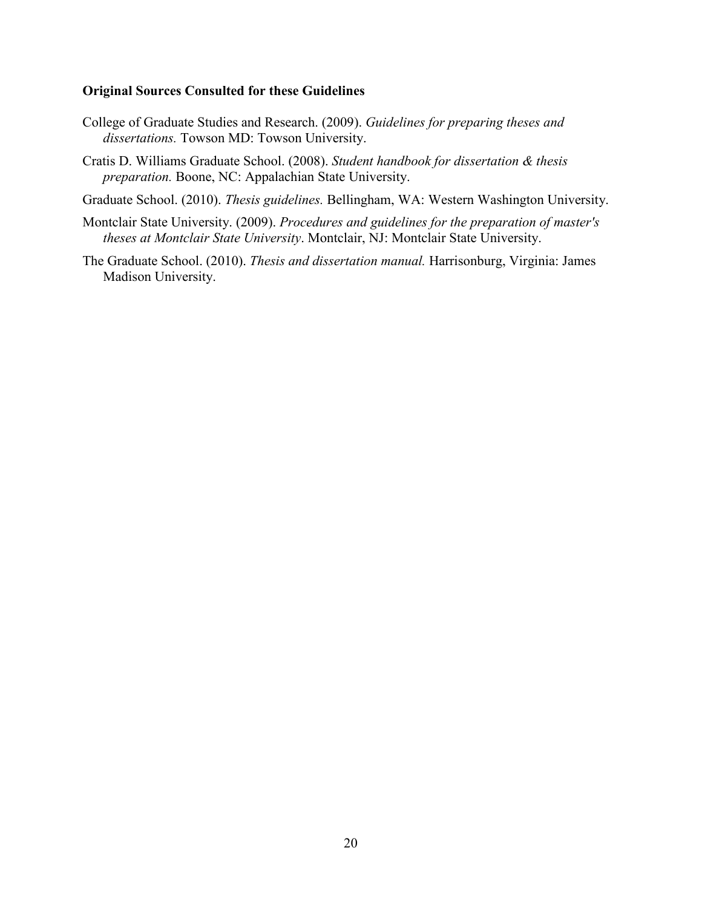**Original Sources Consulted for these Guidelines**

College of Graduate Studies and Research. (2009). *Guidelines for preparing theses and dissertations.* Towson MD: Towson University.

Cratis D. Williams Graduate School. (2008). *Student handbook for dissertation & thesis preparation.* Boone, NC: Appalachian State University.

Graduate School. (2010). *Thesis guidelines.* Bellingham, WA: Western Washington University.

Montclair State University. (2009). *Procedures and guidelines for the preparation of master's theses at Montclair State University*. Montclair, NJ: Montclair State University.

The Graduate School. (2010). *Thesis and dissertation manual.* Harrisonburg, Virginia: James Madison University.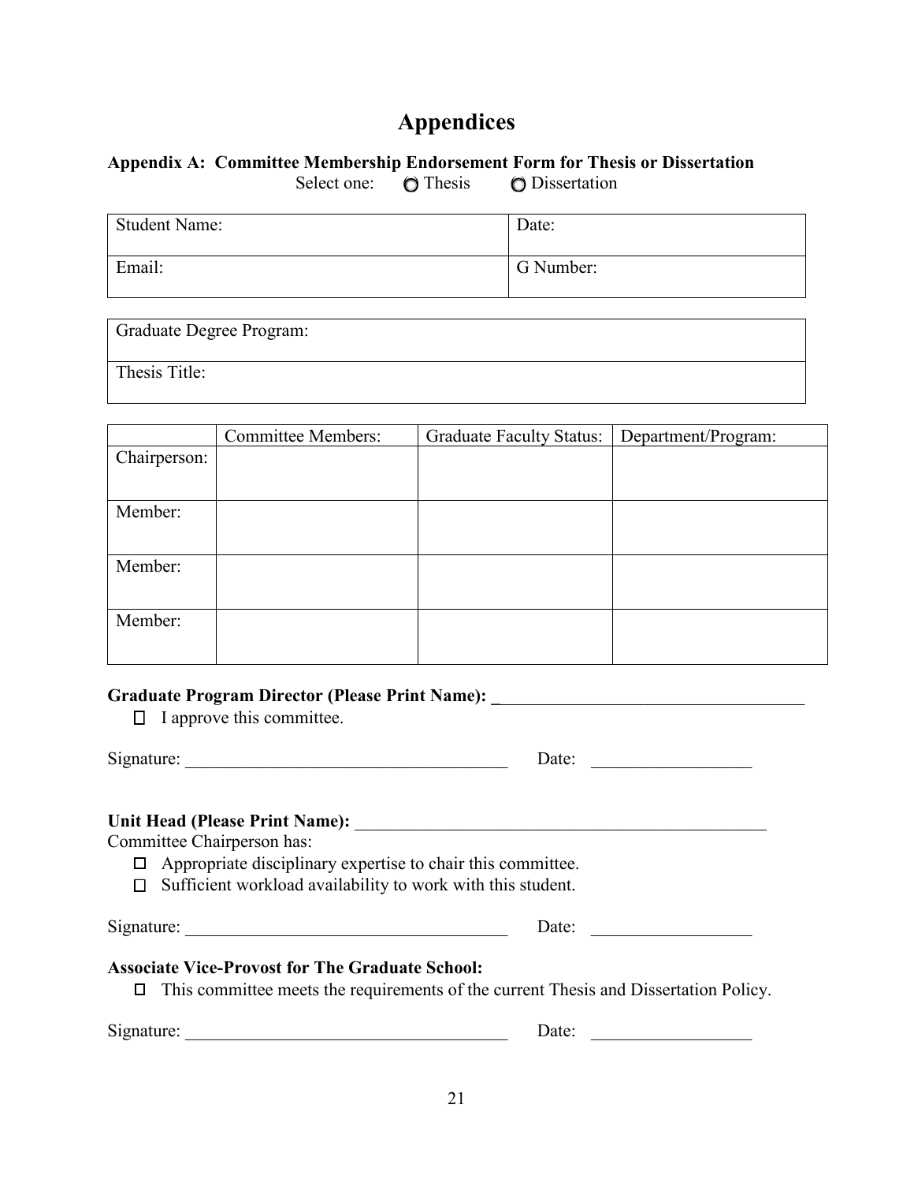# Appendices

### Appendix A: Committee Membership Endorsement Form for Thesis or Dissertation

Select one: ○ Thesis ○ Dissertation

| Student Name: | Date: |
|---|---|
| Email: | G Number: |

| Graduate Degree Program: |
|---|
| Thesis Title: |

| | Committee Members: | Graduate Faculty Status: | Department/Program: |
|---|---|---|---|
| Chairperson: | | | |
| Member: | | | |
| Member: | | | |
| Member: | | | |

**Graduate Program Director (Please Print Name):** ____________________________________

☐ I approve this committee.

Signature: ____________________________________ Date: __________________

**Unit Head (Please Print Name):** ________________________________________________

Committee Chairperson has:

☐ Appropriate disciplinary expertise to chair this committee.

☐ Sufficient workload availability to work with this student.

Signature: ____________________________________ Date: __________________

**Associate Vice-Provost for The Graduate School:**

☐ This committee meets the requirements of the current Thesis and Dissertation Policy.

Signature: ____________________________________ Date: __________________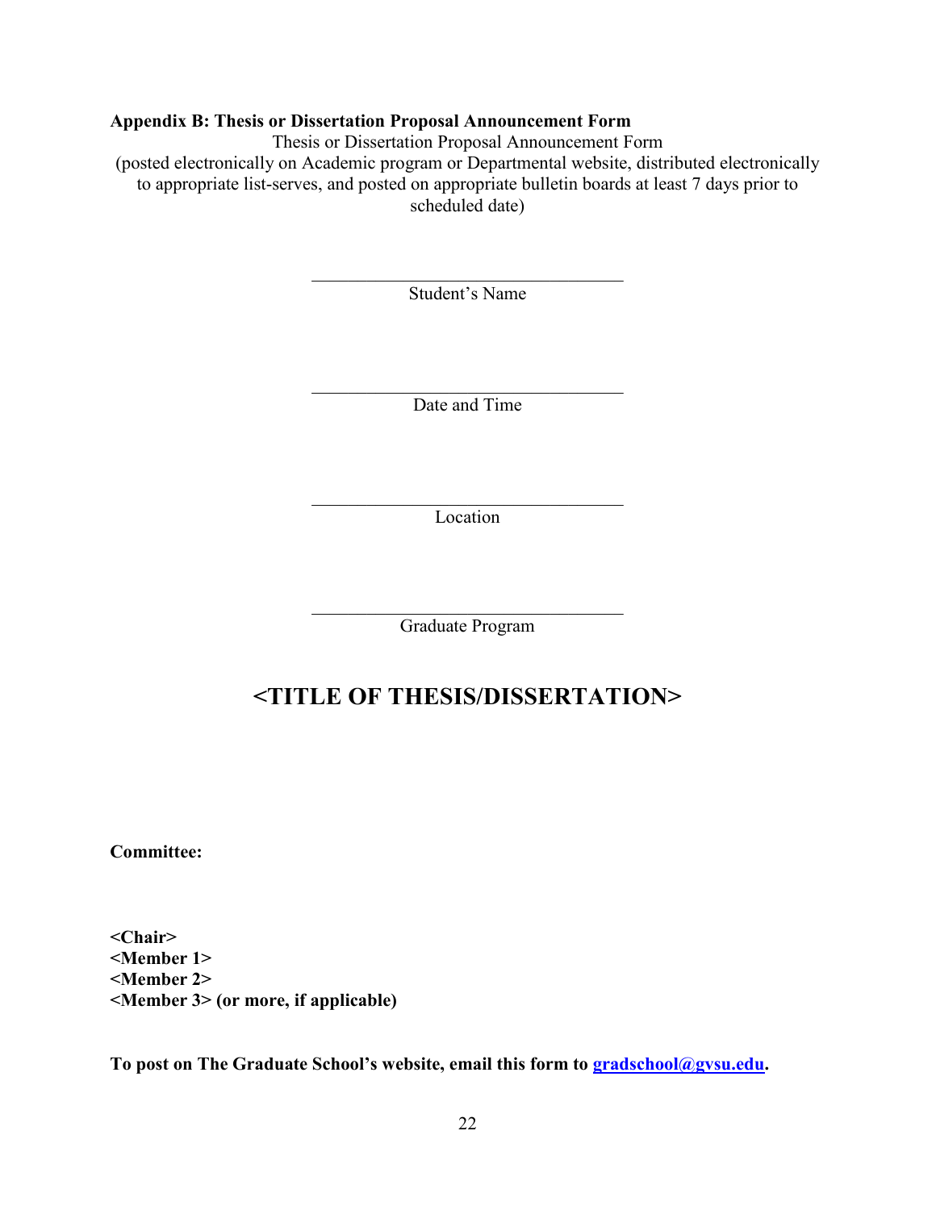**Appendix B: Thesis or Dissertation Proposal Announcement Form**

Thesis or Dissertation Proposal Announcement Form

(posted electronically on Academic program or Departmental website, distributed electronically to appropriate list-serves, and posted on appropriate bulletin boards at least 7 days prior to scheduled date)

\_\_\_\_\_\_\_\_\_\_\_\_\_\_\_\_\_\_\_\_\_\_\_\_\_\_\_\_\_\_\_\_\_\_\_\_

Student's Name

\_\_\_\_\_\_\_\_\_\_\_\_\_\_\_\_\_\_\_\_\_\_\_\_\_\_\_\_\_\_\_\_\_\_\_\_

Date and Time

\_\_\_\_\_\_\_\_\_\_\_\_\_\_\_\_\_\_\_\_\_\_\_\_\_\_\_\_\_\_\_\_\_\_\_\_

Location

\_\_\_\_\_\_\_\_\_\_\_\_\_\_\_\_\_\_\_\_\_\_\_\_\_\_\_\_\_\_\_\_\_\_\_\_

Graduate Program

## <TITLE OF THESIS/DISSERTATION>

**Committee:**

**<Chair>**
**<Member 1>**
**<Member 2>**
**<Member 3> (or more, if applicable)**

**To post on The Graduate School's website, email this form to [gradschool@gvsu.edu](mailto:gradschool@gvsu.edu).**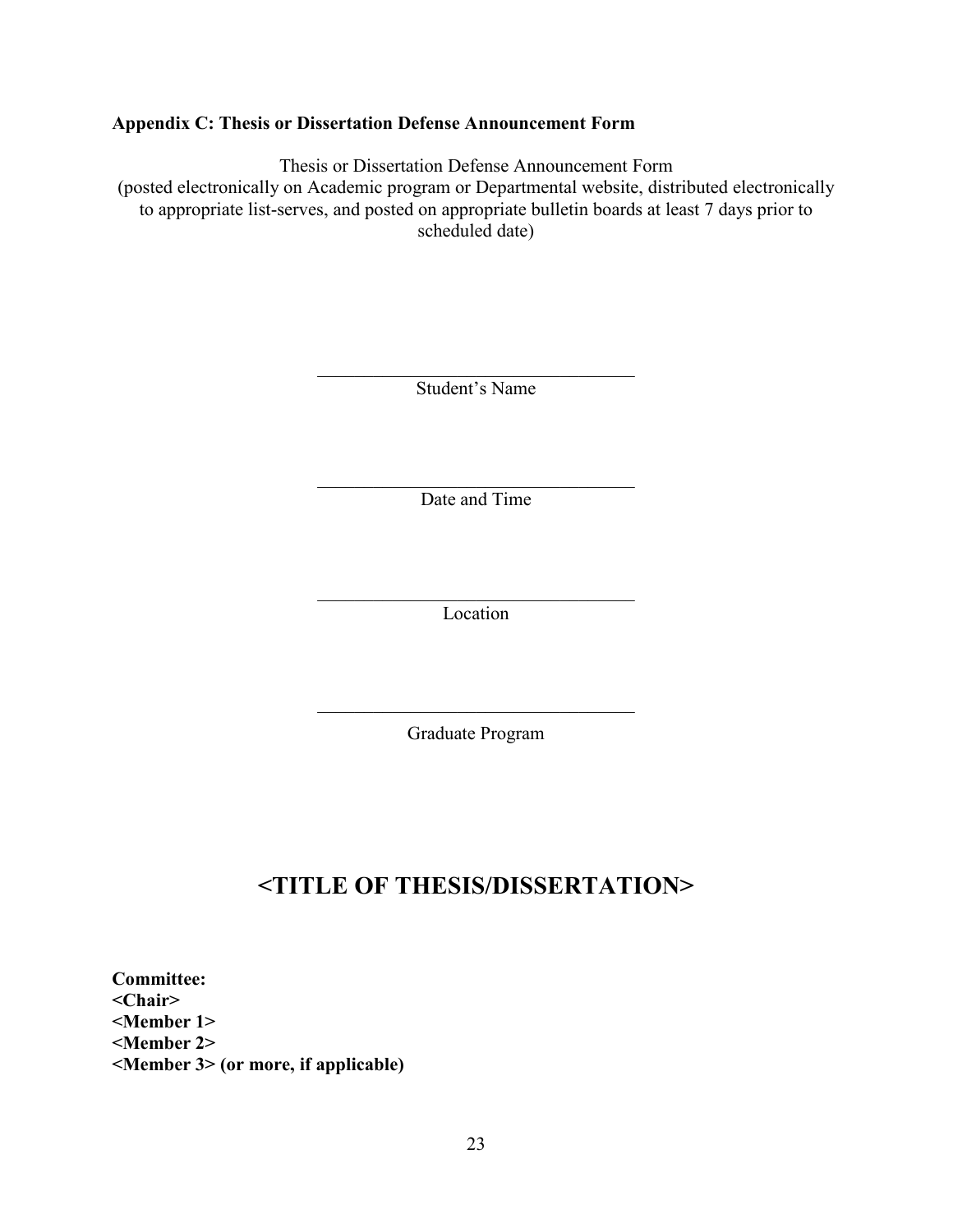**Appendix C: Thesis or Dissertation Defense Announcement Form**

Thesis or Dissertation Defense Announcement Form
(posted electronically on Academic program or Departmental website, distributed electronically to appropriate list-serves, and posted on appropriate bulletin boards at least 7 days prior to scheduled date)

\_\_\_\_\_\_\_\_\_\_\_\_\_\_\_\_\_\_\_\_\_\_\_\_\_\_\_\_\_\_\_\_\_\_\_
Student's Name

\_\_\_\_\_\_\_\_\_\_\_\_\_\_\_\_\_\_\_\_\_\_\_\_\_\_\_\_\_\_\_\_\_\_\_
Date and Time

\_\_\_\_\_\_\_\_\_\_\_\_\_\_\_\_\_\_\_\_\_\_\_\_\_\_\_\_\_\_\_\_\_\_\_
Location

\_\_\_\_\_\_\_\_\_\_\_\_\_\_\_\_\_\_\_\_\_\_\_\_\_\_\_\_\_\_\_\_\_\_\_
Graduate Program

## <TITLE OF THESIS/DISSERTATION>

**Committee:**
**<Chair>**
**<Member 1>**
**<Member 2>**
**<Member 3> (or more, if applicable)**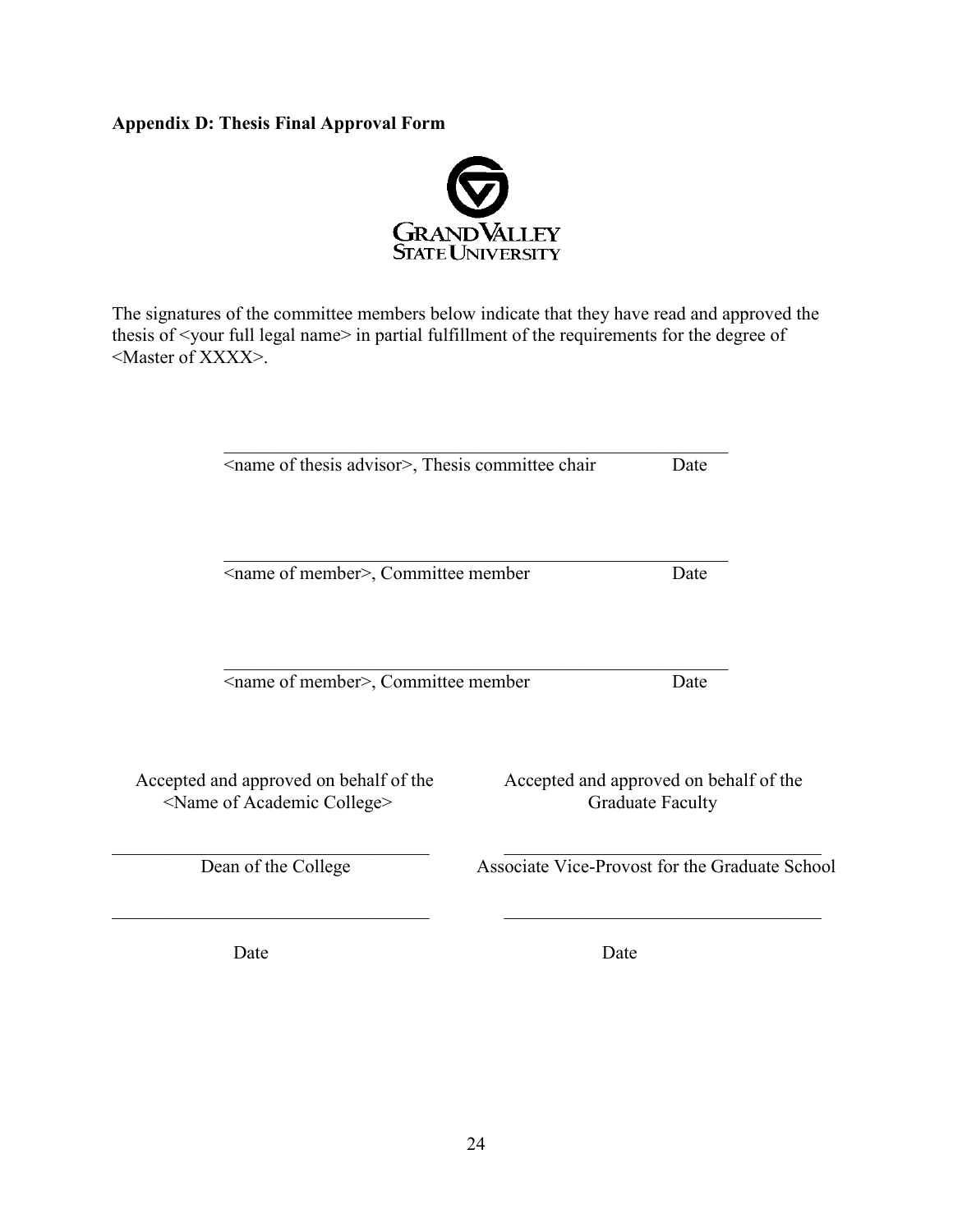**Appendix D: Thesis Final Approval Form**

GRAND VALLEY STATE UNIVERSITY

The signatures of the committee members below indicate that they have read and approved the thesis of <your full legal name> in partial fulfillment of the requirements for the degree of <Master of XXXX>.

\_\_\_\_\_\_\_\_\_\_\_\_\_\_\_\_\_\_\_\_\_\_\_\_\_\_\_\_\_\_\_\_\_\_\_\_\_\_\_\_\_\_\_\_\_\_\_\_\_\_\_\_

<name of thesis advisor>, Thesis committee chair                Date

\_\_\_\_\_\_\_\_\_\_\_\_\_\_\_\_\_\_\_\_\_\_\_\_\_\_\_\_\_\_\_\_\_\_\_\_\_\_\_\_\_\_\_\_\_\_\_\_\_\_\_\_

<name of member>, Committee member                Date

\_\_\_\_\_\_\_\_\_\_\_\_\_\_\_\_\_\_\_\_\_\_\_\_\_\_\_\_\_\_\_\_\_\_\_\_\_\_\_\_\_\_\_\_\_\_\_\_\_\_\_\_

<name of member>, Committee member                Date

| Accepted and approved on behalf of the <Name of Academic College> | Accepted and approved on behalf of the Graduate Faculty |
|---|---|
| \_\_\_\_\_\_\_\_\_\_\_\_\_\_\_\_\_\_\_\_\_\_\_\_\_\_\_\_\_\_ | \_\_\_\_\_\_\_\_\_\_\_\_\_\_\_\_\_\_\_\_\_\_\_\_\_\_\_\_\_\_ |
| Dean of the College | Associate Vice-Provost for the Graduate School |
| \_\_\_\_\_\_\_\_\_\_\_\_\_\_\_\_\_\_\_\_\_\_\_\_\_\_\_\_\_\_ | \_\_\_\_\_\_\_\_\_\_\_\_\_\_\_\_\_\_\_\_\_\_\_\_\_\_\_\_\_\_ |
| Date | Date |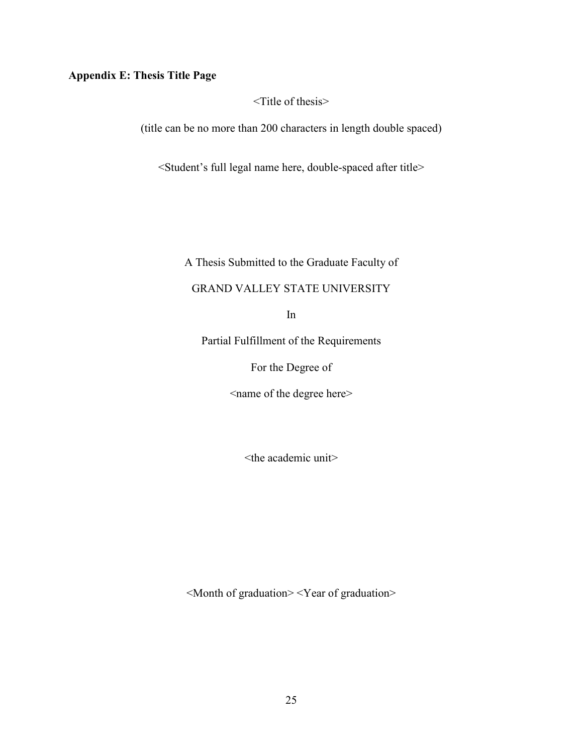**Appendix E: Thesis Title Page**

<Title of thesis>

(title can be no more than 200 characters in length double spaced)

<Student's full legal name here, double-spaced after title>

A Thesis Submitted to the Graduate Faculty of

GRAND VALLEY STATE UNIVERSITY

In

Partial Fulfillment of the Requirements

For the Degree of

<name of the degree here>

<the academic unit>

<Month of graduation> <Year of graduation>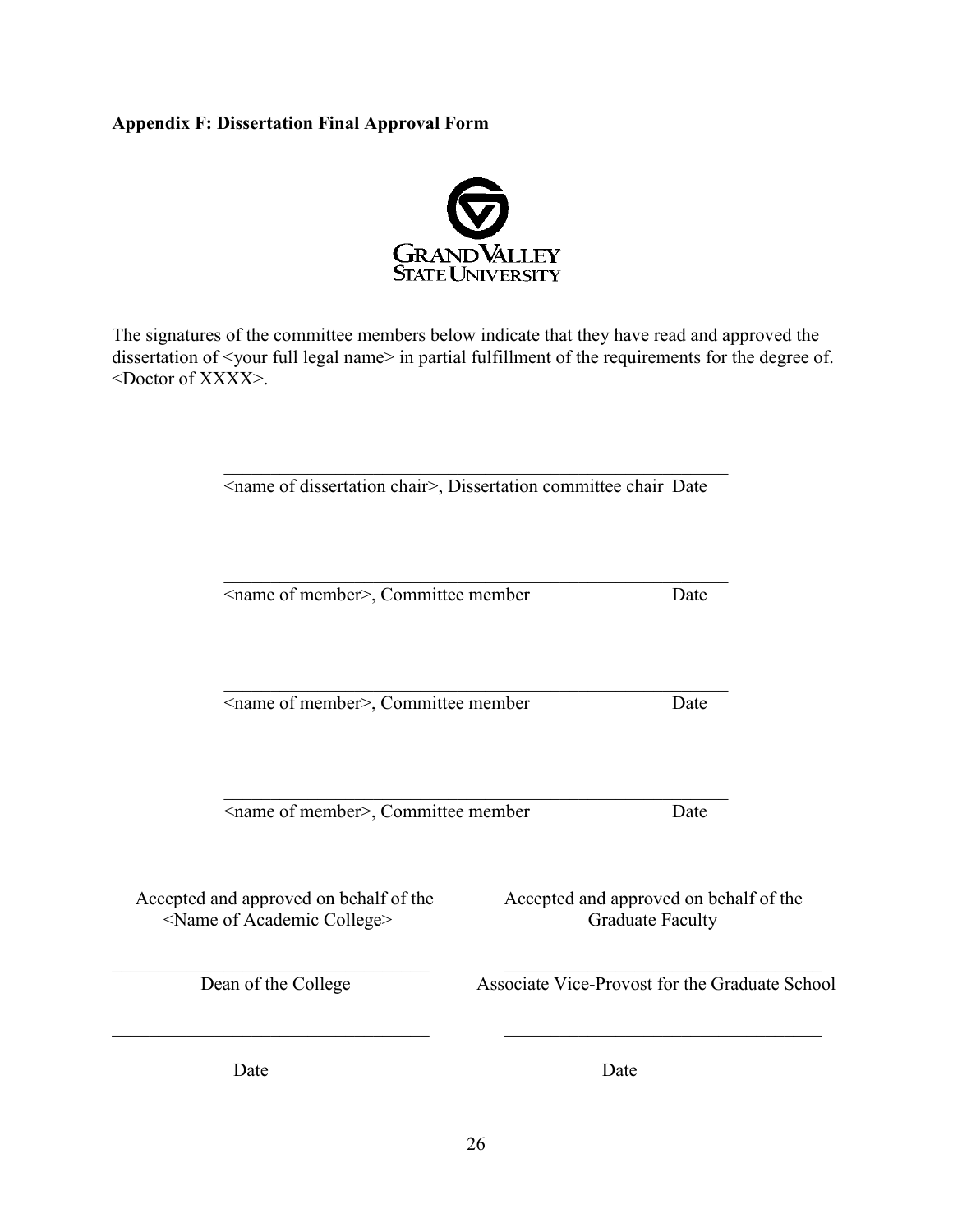**Appendix F: Dissertation Final Approval Form**

GRAND VALLEY STATE UNIVERSITY

The signatures of the committee members below indicate that they have read and approved the dissertation of <your full legal name> in partial fulfillment of the requirements for the degree of. <Doctor of XXXX>.

\_\_\_\_\_\_\_\_\_\_\_\_\_\_\_\_\_\_\_\_\_\_\_\_\_\_\_\_\_\_\_\_\_\_\_\_\_\_\_\_\_\_\_\_\_\_\_\_\_\_\_\_\_\_

<name of dissertation chair>, Dissertation committee chair Date

\_\_\_\_\_\_\_\_\_\_\_\_\_\_\_\_\_\_\_\_\_\_\_\_\_\_\_\_\_\_\_\_\_\_\_\_\_\_\_\_\_\_\_\_\_\_\_\_\_\_\_\_\_\_

<name of member>, Committee member Date

\_\_\_\_\_\_\_\_\_\_\_\_\_\_\_\_\_\_\_\_\_\_\_\_\_\_\_\_\_\_\_\_\_\_\_\_\_\_\_\_\_\_\_\_\_\_\_\_\_\_\_\_\_\_

<name of member>, Committee member Date

\_\_\_\_\_\_\_\_\_\_\_\_\_\_\_\_\_\_\_\_\_\_\_\_\_\_\_\_\_\_\_\_\_\_\_\_\_\_\_\_\_\_\_\_\_\_\_\_\_\_\_\_\_\_

<name of member>, Committee member Date

Accepted and approved on behalf of the <Name of Academic College>

\_\_\_\_\_\_\_\_\_\_\_\_\_\_\_\_\_\_\_\_\_\_\_\_\_\_\_\_\_\_\_\_\_\_\_

Dean of the College

\_\_\_\_\_\_\_\_\_\_\_\_\_\_\_\_\_\_\_\_\_\_\_\_\_\_\_\_\_\_\_\_\_\_\_

Date

Accepted and approved on behalf of the Graduate Faculty

\_\_\_\_\_\_\_\_\_\_\_\_\_\_\_\_\_\_\_\_\_\_\_\_\_\_\_\_\_\_\_\_\_\_\_

Associate Vice-Provost for the Graduate School

\_\_\_\_\_\_\_\_\_\_\_\_\_\_\_\_\_\_\_\_\_\_\_\_\_\_\_\_\_\_\_\_\_\_\_

Date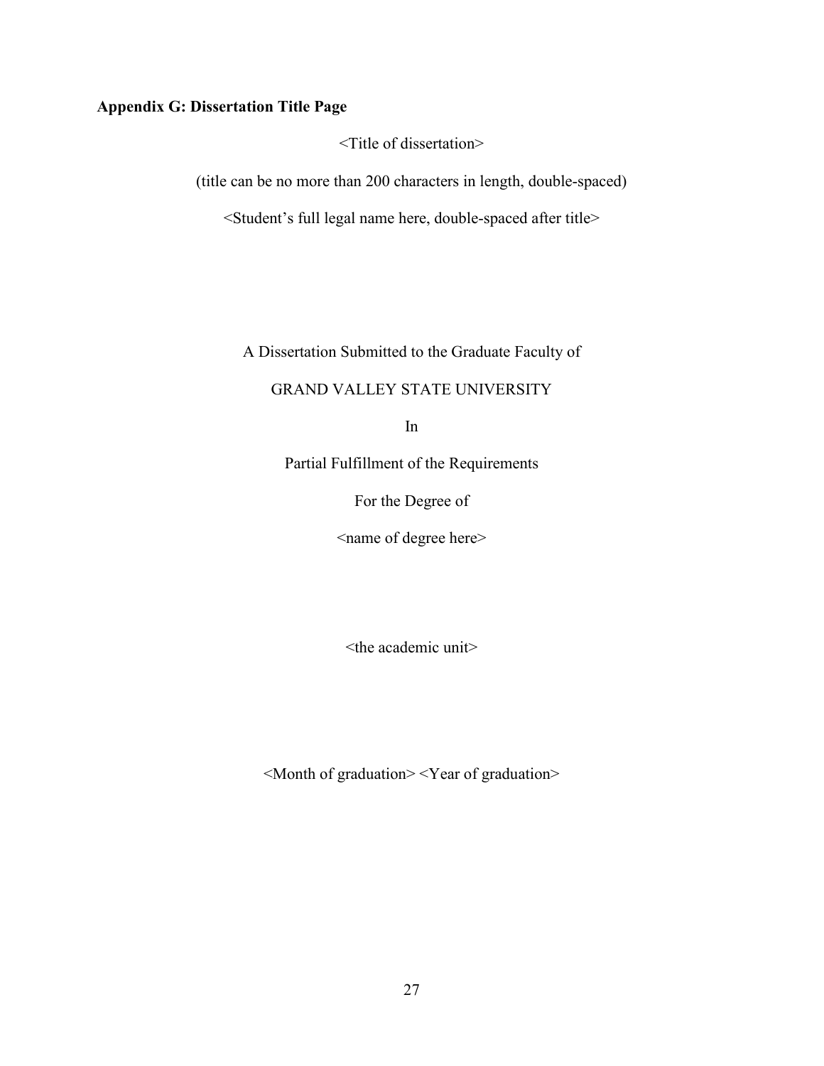**Appendix G: Dissertation Title Page**

<Title of dissertation>

(title can be no more than 200 characters in length, double-spaced)

<Student's full legal name here, double-spaced after title>

A Dissertation Submitted to the Graduate Faculty of

GRAND VALLEY STATE UNIVERSITY

In

Partial Fulfillment of the Requirements

For the Degree of

<name of degree here>

<the academic unit>

<Month of graduation> <Year of graduation>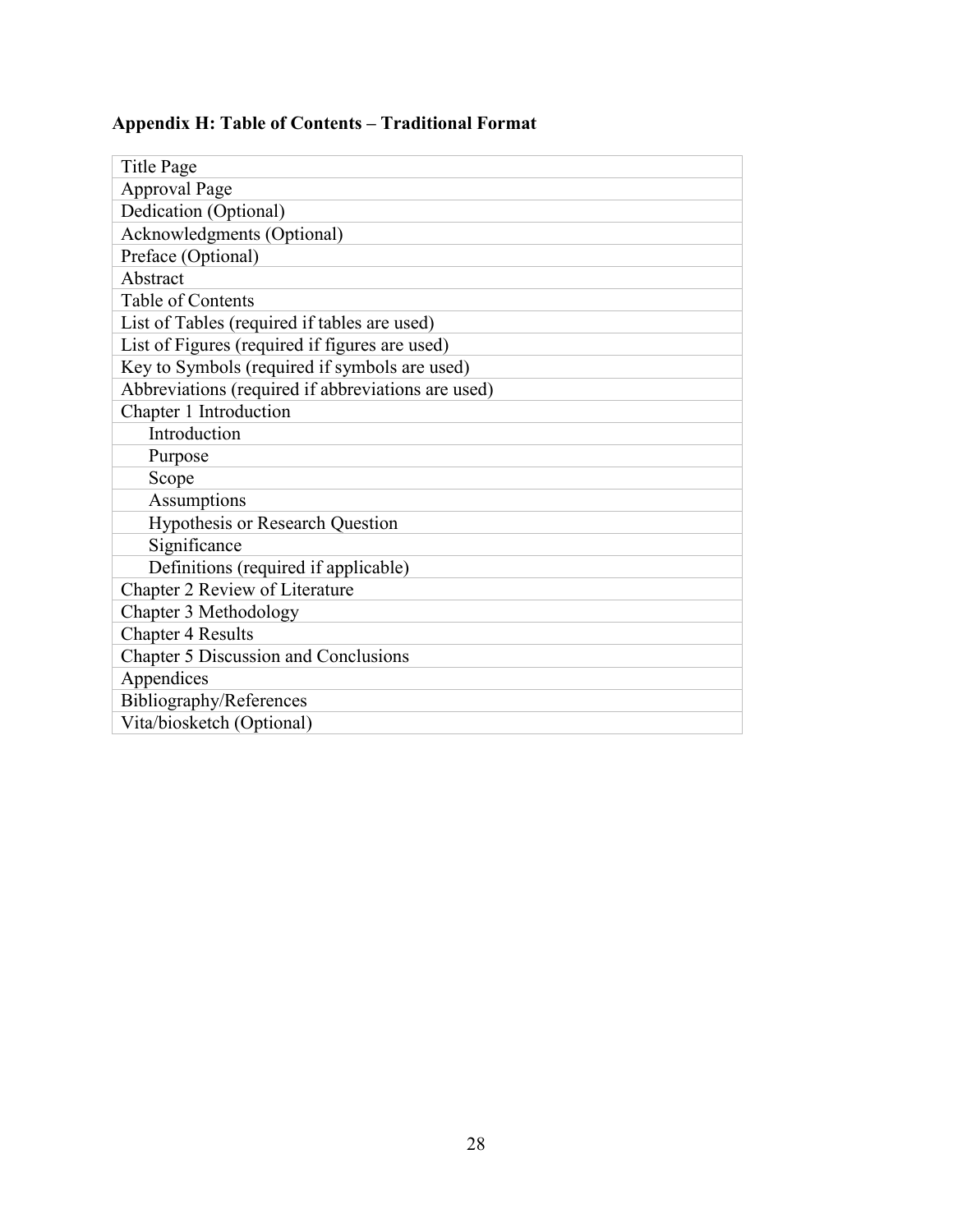### Appendix H: Table of Contents – Traditional Format

| |
|---|
| Title Page |
| Approval Page |
| Dedication (Optional) |
| Acknowledgments (Optional) |
| Preface (Optional) |
| Abstract |
| Table of Contents |
| List of Tables (required if tables are used) |
| List of Figures (required if figures are used) |
| Key to Symbols (required if symbols are used) |
| Abbreviations (required if abbreviations are used) |
| Chapter 1 Introduction |
|     Introduction |
|     Purpose |
|     Scope |
|     Assumptions |
|     Hypothesis or Research Question |
|     Significance |
|     Definitions (required if applicable) |
| Chapter 2 Review of Literature |
| Chapter 3 Methodology |
| Chapter 4 Results |
| Chapter 5 Discussion and Conclusions |
| Appendices |
| Bibliography/References |
| Vita/biosketch (Optional) |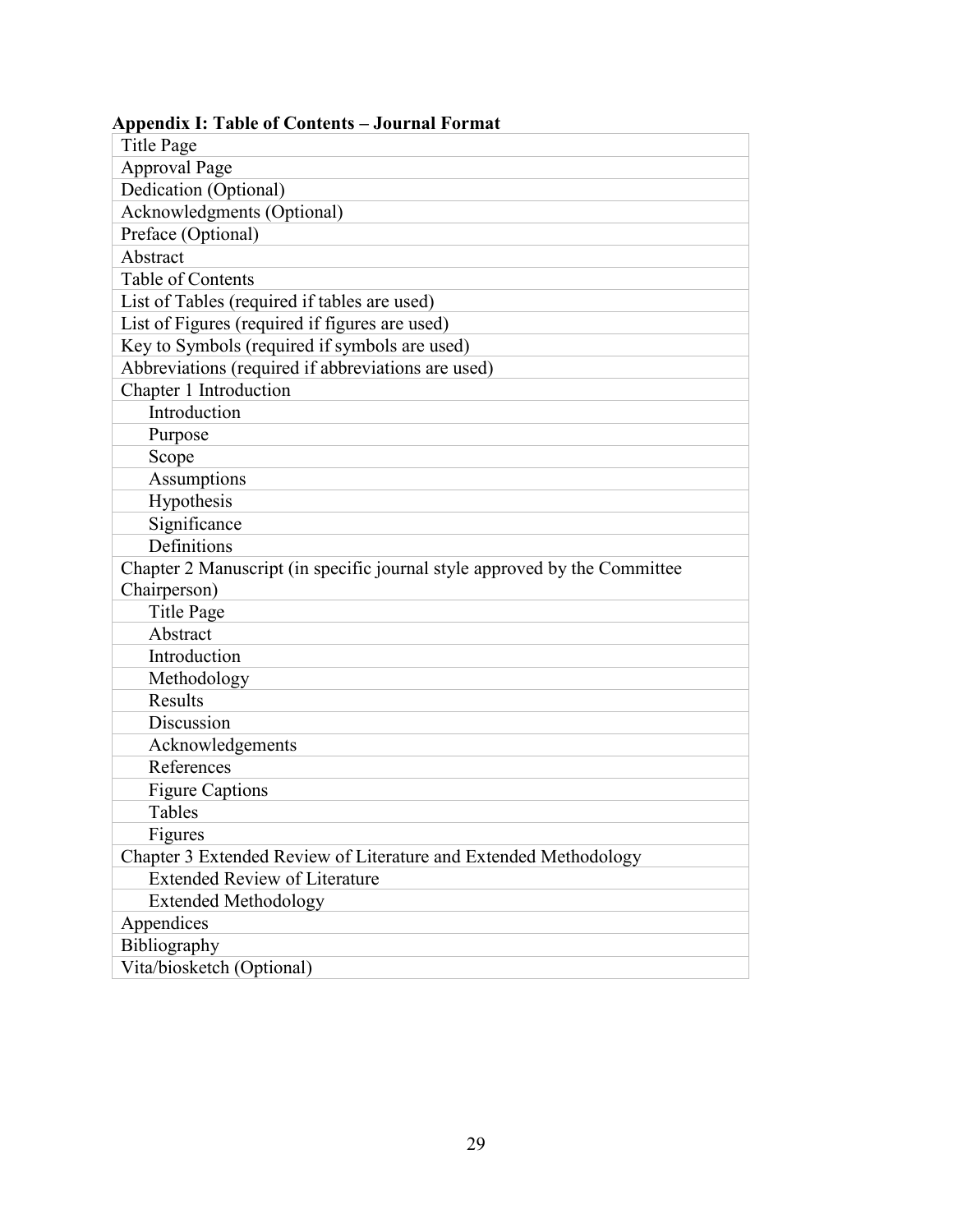**Appendix I: Table of Contents – Journal Format**

| Title Page |
|---|
| Approval Page |
| Dedication (Optional) |
| Acknowledgments (Optional) |
| Preface (Optional) |
| Abstract |
| Table of Contents |
| List of Tables (required if tables are used) |
| List of Figures (required if figures are used) |
| Key to Symbols (required if symbols are used) |
| Abbreviations (required if abbreviations are used) |
| Chapter 1 Introduction |
| Introduction |
| Purpose |
| Scope |
| Assumptions |
| Hypothesis |
| Significance |
| Definitions |
| Chapter 2 Manuscript (in specific journal style approved by the Committee Chairperson) |
| Title Page |
| Abstract |
| Introduction |
| Methodology |
| Results |
| Discussion |
| Acknowledgements |
| References |
| Figure Captions |
| Tables |
| Figures |
| Chapter 3 Extended Review of Literature and Extended Methodology |
| Extended Review of Literature |
| Extended Methodology |
| Appendices |
| Bibliography |
| Vita/biosketch (Optional) |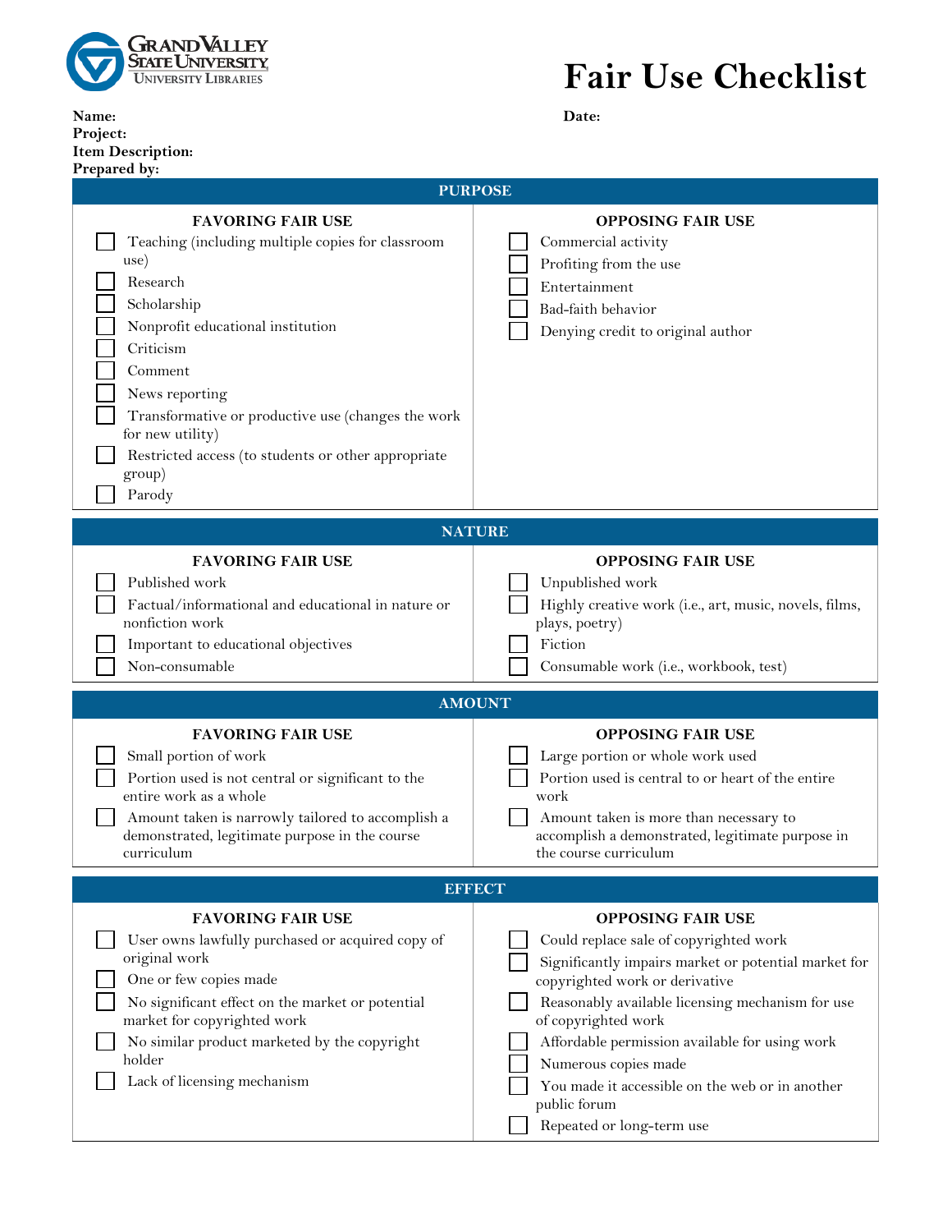Grand Valley State University
University Libraries

# Fair Use Checklist

**Name:**

**Date:**

**Project:**

**Item Description:**

**Prepared by:**

## PURPOSE

| FAVORING FAIR USE | OPPOSING FAIR USE |
|---|---|
| ☐ Teaching (including multiple copies for classroom use) | ☐ Commercial activity |
| ☐ Research | ☐ Profiting from the use |
| ☐ Scholarship | ☐ Entertainment |
| ☐ Nonprofit educational institution | ☐ Bad-faith behavior |
| ☐ Criticism | ☐ Denying credit to original author |
| ☐ Comment | |
| ☐ News reporting | |
| ☐ Transformative or productive use (changes the work for new utility) | |
| ☐ Restricted access (to students or other appropriate group) | |
| ☐ Parody | |

## NATURE

| FAVORING FAIR USE | OPPOSING FAIR USE |
|---|---|
| ☐ Published work | ☐ Unpublished work |
| ☐ Factual/informational and educational in nature or nonfiction work | ☐ Highly creative work (i.e., art, music, novels, films, plays, poetry) |
| ☐ Important to educational objectives | ☐ Fiction |
| ☐ Non-consumable | ☐ Consumable work (i.e., workbook, test) |

## AMOUNT

| FAVORING FAIR USE | OPPOSING FAIR USE |
|---|---|
| ☐ Small portion of work | ☐ Large portion or whole work used |
| ☐ Portion used is not central or significant to the entire work as a whole | ☐ Portion used is central to or heart of the entire work |
| ☐ Amount taken is narrowly tailored to accomplish a demonstrated, legitimate purpose in the course curriculum | ☐ Amount taken is more than necessary to accomplish a demonstrated, legitimate purpose in the course curriculum |

## EFFECT

| FAVORING FAIR USE | OPPOSING FAIR USE |
|---|---|
| ☐ User owns lawfully purchased or acquired copy of original work | ☐ Could replace sale of copyrighted work |
| ☐ One or few copies made | ☐ Significantly impairs market or potential market for copyrighted work or derivative |
| ☐ No significant effect on the market or potential market for copyrighted work | ☐ Reasonably available licensing mechanism for use of copyrighted work |
| ☐ No similar product marketed by the copyright holder | ☐ Affordable permission available for using work |
| ☐ Lack of licensing mechanism | ☐ Numerous copies made |
| | ☐ You made it accessible on the web or in another public forum |
| | ☐ Repeated or long-term use |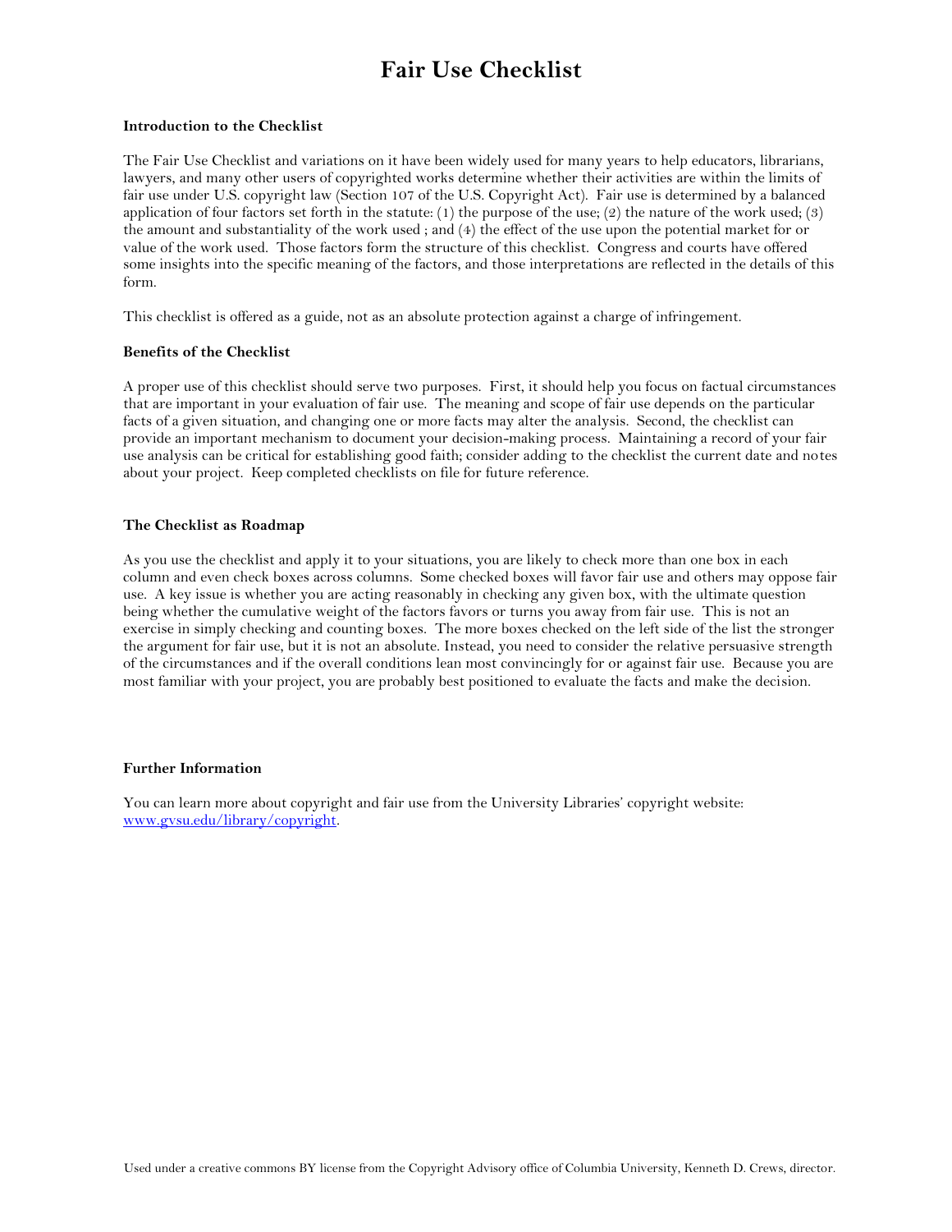# Fair Use Checklist

**Introduction to the Checklist**

The Fair Use Checklist and variations on it have been widely used for many years to help educators, librarians, lawyers, and many other users of copyrighted works determine whether their activities are within the limits of fair use under U.S. copyright law (Section 107 of the U.S. Copyright Act). Fair use is determined by a balanced application of four factors set forth in the statute: (1) the purpose of the use; (2) the nature of the work used; (3) the amount and substantiality of the work used ; and (4) the effect of the use upon the potential market for or value of the work used. Those factors form the structure of this checklist. Congress and courts have offered some insights into the specific meaning of the factors, and those interpretations are reflected in the details of this form.

This checklist is offered as a guide, not as an absolute protection against a charge of infringement.

**Benefits of the Checklist**

A proper use of this checklist should serve two purposes. First, it should help you focus on factual circumstances that are important in your evaluation of fair use. The meaning and scope of fair use depends on the particular facts of a given situation, and changing one or more facts may alter the analysis. Second, the checklist can provide an important mechanism to document your decision-making process. Maintaining a record of your fair use analysis can be critical for establishing good faith; consider adding to the checklist the current date and notes about your project. Keep completed checklists on file for future reference.

**The Checklist as Roadmap**

As you use the checklist and apply it to your situations, you are likely to check more than one box in each column and even check boxes across columns. Some checked boxes will favor fair use and others may oppose fair use. A key issue is whether you are acting reasonably in checking any given box, with the ultimate question being whether the cumulative weight of the factors favors or turns you away from fair use. This is not an exercise in simply checking and counting boxes. The more boxes checked on the left side of the list the stronger the argument for fair use, but it is not an absolute. Instead, you need to consider the relative persuasive strength of the circumstances and if the overall conditions lean most convincingly for or against fair use. Because you are most familiar with your project, you are probably best positioned to evaluate the facts and make the decision.

**Further Information**

You can learn more about copyright and fair use from the University Libraries' copyright website: www.gvsu.edu/library/copyright.

Used under a creative commons BY license from the Copyright Advisory office of Columbia University, Kenneth D. Crews, director.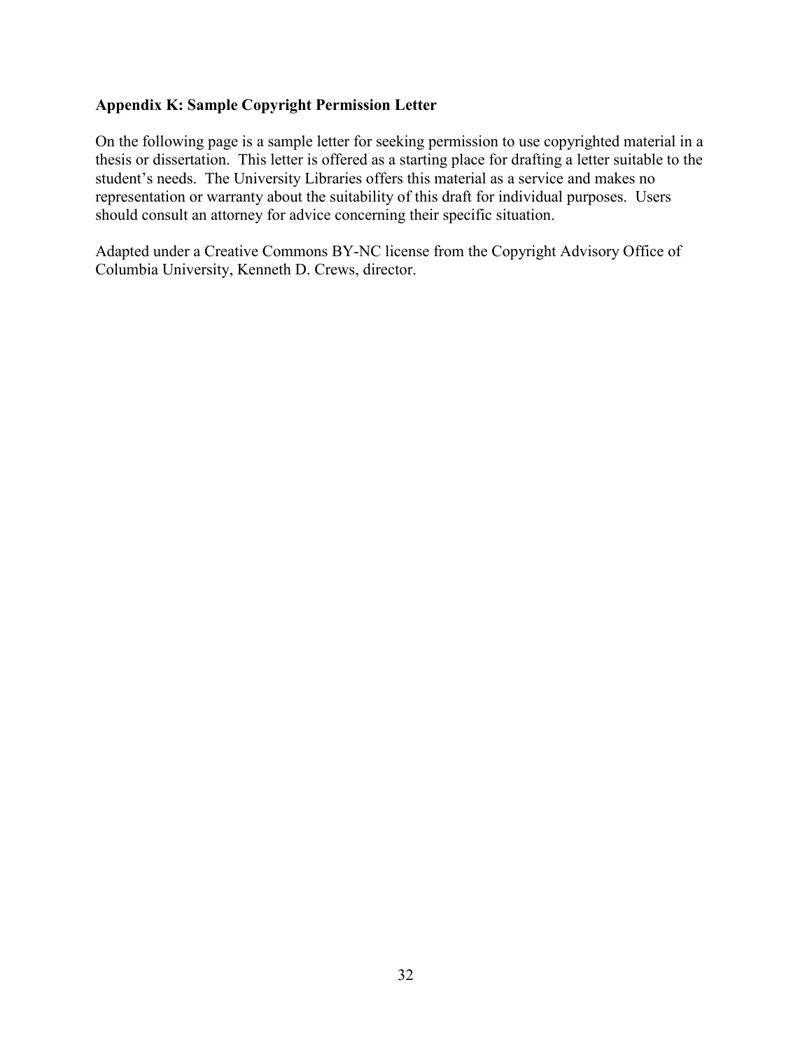**Appendix K: Sample Copyright Permission Letter**

On the following page is a sample letter for seeking permission to use copyrighted material in a thesis or dissertation. This letter is offered as a starting place for drafting a letter suitable to the student's needs. The University Libraries offers this material as a service and makes no representation or warranty about the suitability of this draft for individual purposes. Users should consult an attorney for advice concerning their specific situation.

Adapted under a Creative Commons BY-NC license from the Copyright Advisory Office of Columbia University, Kenneth D. Crews, director.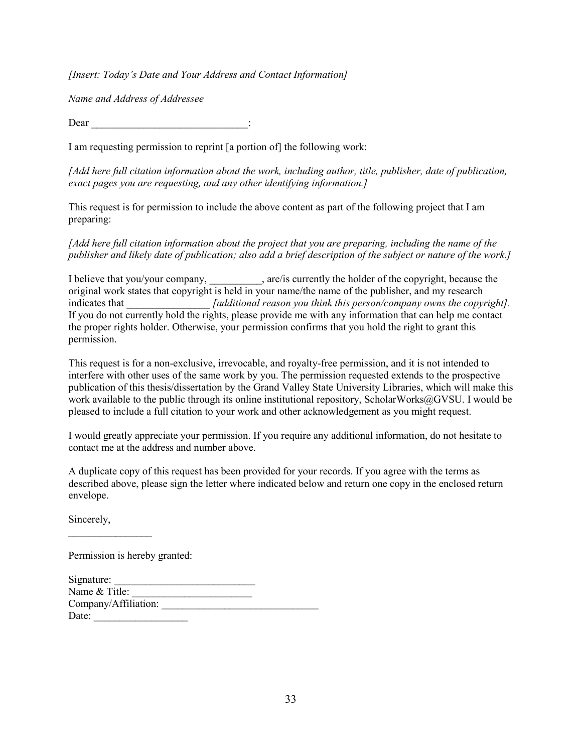*[Insert: Today's Date and Your Address and Contact Information]*

*Name and Address of Addressee*

Dear ______________________________:

I am requesting permission to reprint [a portion of] the following work:

*[Add here full citation information about the work, including author, title, publisher, date of publication, exact pages you are requesting, and any other identifying information.]*

This request is for permission to include the above content as part of the following project that I am preparing:

*[Add here full citation information about the project that you are preparing, including the name of the publisher and likely date of publication; also add a brief description of the subject or nature of the work.]*

I believe that you/your company, __________, are/is currently the holder of the copyright, because the original work states that copyright is held in your name/the name of the publisher, and my research indicates that ________________ *[additional reason you think this person/company owns the copyright].* If you do not currently hold the rights, please provide me with any information that can help me contact the proper rights holder. Otherwise, your permission confirms that you hold the right to grant this permission.

This request is for a non-exclusive, irrevocable, and royalty-free permission, and it is not intended to interfere with other uses of the same work by you. The permission requested extends to the prospective publication of this thesis/dissertation by the Grand Valley State University Libraries, which will make this work available to the public through its online institutional repository, ScholarWorks@GVSU. I would be pleased to include a full citation to your work and other acknowledgement as you might request.

I would greatly appreciate your permission. If you require any additional information, do not hesitate to contact me at the address and number above.

A duplicate copy of this request has been provided for your records. If you agree with the terms as described above, please sign the letter where indicated below and return one copy in the enclosed return envelope.

Sincerely,

________________

Permission is hereby granted:

Signature: ___________________________
Name & Title: _______________________
Company/Affiliation: ______________________________
Date: __________________